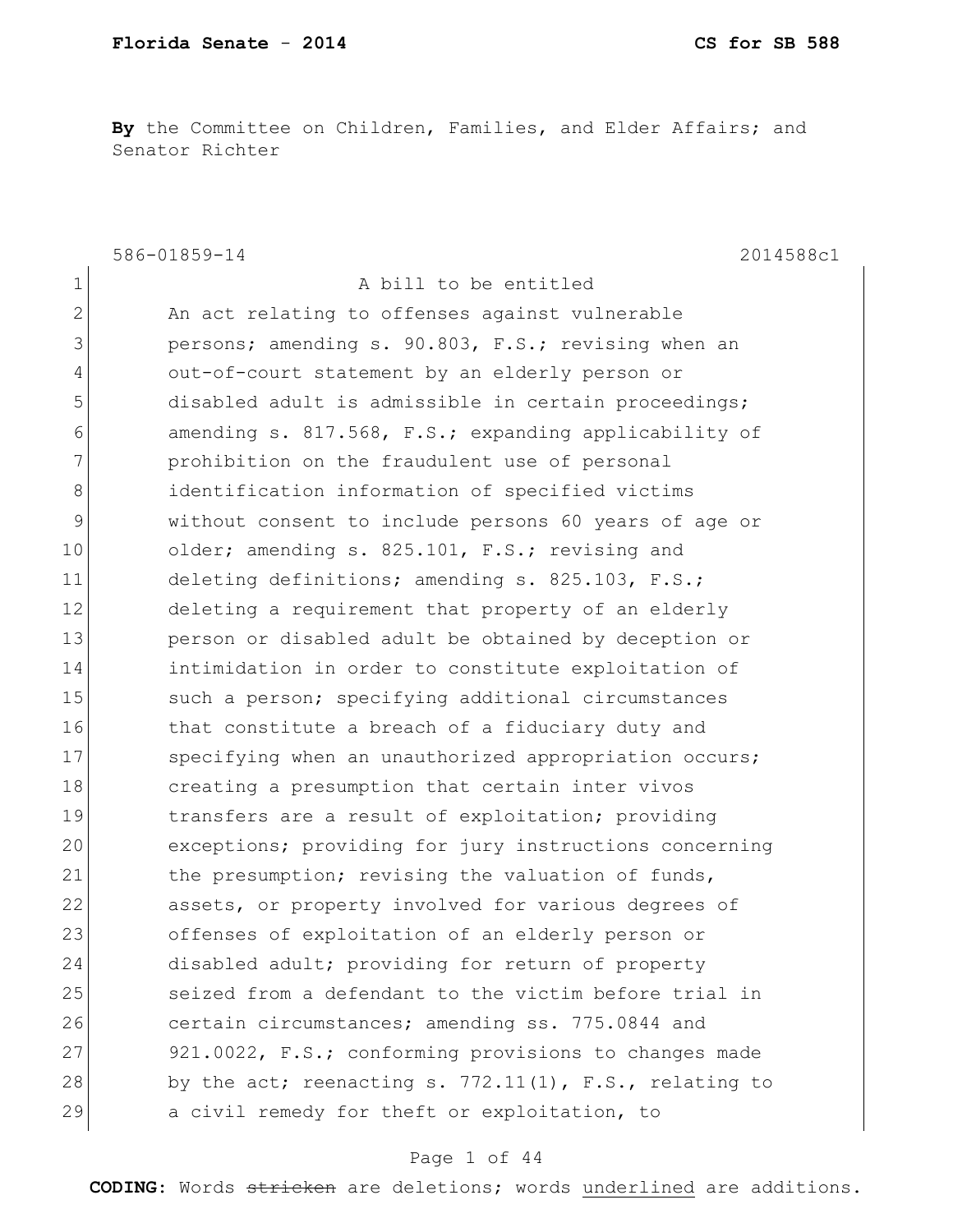**By** the Committee on Children, Families, and Elder Affairs; and Senator Richter

586-01859-14 2014588c1

1 A bill to be entitled
2 An act relating to offenses against vulnerable
3 persons; amending s. 90.803, F.S.; revising when an
4 out-of-court statement by an elderly person or
5 disabled adult is admissible in certain proceedings;
6 amending s. 817.568, F.S.; expanding applicability of
7 prohibition on the fraudulent use of personal
8 identification information of specified victims
9 without consent to include persons 60 years of age or
10 older; amending s. 825.101, F.S.; revising and
11 deleting definitions; amending s. 825.103, F.S.;
12 deleting a requirement that property of an elderly
13 person or disabled adult be obtained by deception or
14 intimidation in order to constitute exploitation of
15 such a person; specifying additional circumstances
16 that constitute a breach of a fiduciary duty and
17 specifying when an unauthorized appropriation occurs;
18 creating a presumption that certain inter vivos
19 transfers are a result of exploitation; providing
20 exceptions; providing for jury instructions concerning
21 the presumption; revising the valuation of funds,
22 assets, or property involved for various degrees of
23 offenses of exploitation of an elderly person or
24 disabled adult; providing for return of property
25 seized from a defendant to the victim before trial in
26 certain circumstances; amending ss. 775.0844 and
27 921.0022, F.S.; conforming provisions to changes made
28 by the act; reenacting s. 772.11(1), F.S., relating to
29 a civil remedy for theft or exploitation, to

**CODING:** Words ~~stricken~~ are deletions; words <u>underlined</u> are additions.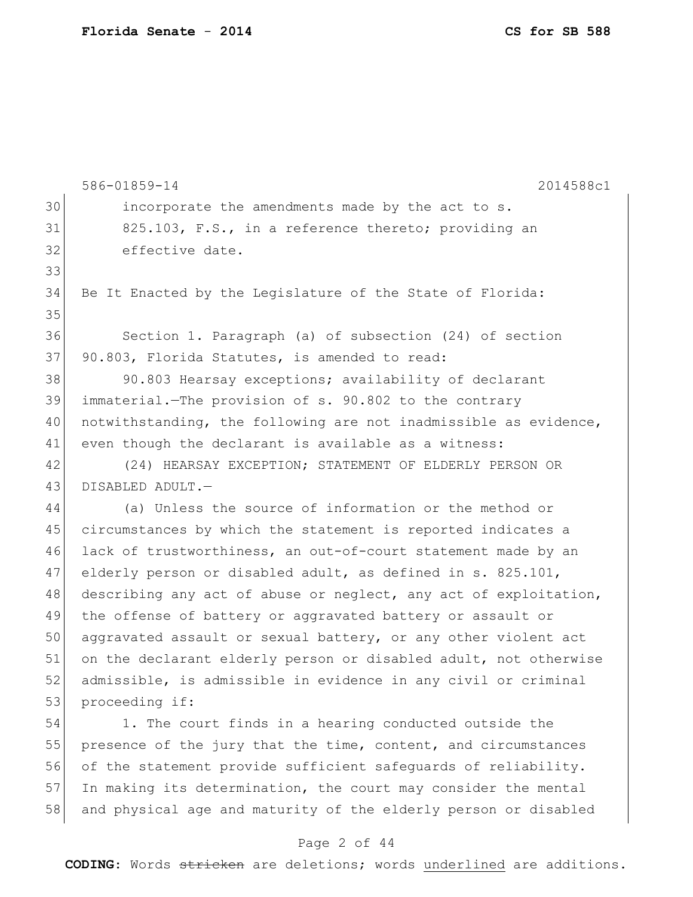incorporate the amendments made by the act to s. 825.103, F.S., in a reference thereto; providing an effective date.

Be It Enacted by the Legislature of the State of Florida:

Section 1. Paragraph (a) of subsection (24) of section 90.803, Florida Statutes, is amended to read:

90.803 Hearsay exceptions; availability of declarant immaterial.—The provision of s. 90.802 to the contrary notwithstanding, the following are not inadmissible as evidence, even though the declarant is available as a witness:

(24) HEARSAY EXCEPTION; STATEMENT OF ELDERLY PERSON OR DISABLED ADULT.—

(a) Unless the source of information or the method or circumstances by which the statement is reported indicates a lack of trustworthiness, an out-of-court statement made by an elderly person or disabled adult, as defined in s. 825.101, describing any act of abuse or neglect, any act of exploitation, the offense of battery or aggravated battery or assault or aggravated assault or sexual battery, or any other violent act on the declarant elderly person or disabled adult, not otherwise admissible, is admissible in evidence in any civil or criminal proceeding if:

1. The court finds in a hearing conducted outside the presence of the jury that the time, content, and circumstances of the statement provide sufficient safeguards of reliability. In making its determination, the court may consider the mental and physical age and maturity of the elderly person or disabled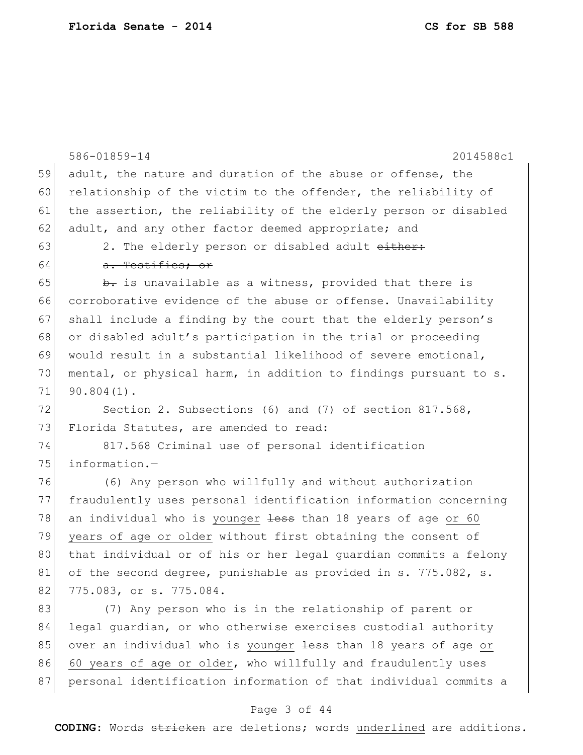adult, the nature and duration of the abuse or offense, the relationship of the victim to the offender, the reliability of the assertion, the reliability of the elderly person or disabled adult, and any other factor deemed appropriate; and

2. The elderly person or disabled adult ~~either:~~

~~a. Testifies; or~~

~~b.~~ is unavailable as a witness, provided that there is corroborative evidence of the abuse or offense. Unavailability shall include a finding by the court that the elderly person's or disabled adult's participation in the trial or proceeding would result in a substantial likelihood of severe emotional, mental, or physical harm, in addition to findings pursuant to s. 90.804(1).

Section 2. Subsections (6) and (7) of section 817.568, Florida Statutes, are amended to read:

817.568 Criminal use of personal identification information.—

(6) Any person who willfully and without authorization fraudulently uses personal identification information concerning an individual who is <u>younger</u> ~~less~~ than 18 years of age <u>or 60 years of age or older</u> without first obtaining the consent of that individual or of his or her legal guardian commits a felony of the second degree, punishable as provided in s. 775.082, s. 775.083, or s. 775.084.

(7) Any person who is in the relationship of parent or legal guardian, or who otherwise exercises custodial authority over an individual who is <u>younger</u> ~~less~~ than 18 years of age <u>or 60 years of age or older</u>, who willfully and fraudulently uses personal identification information of that individual commits a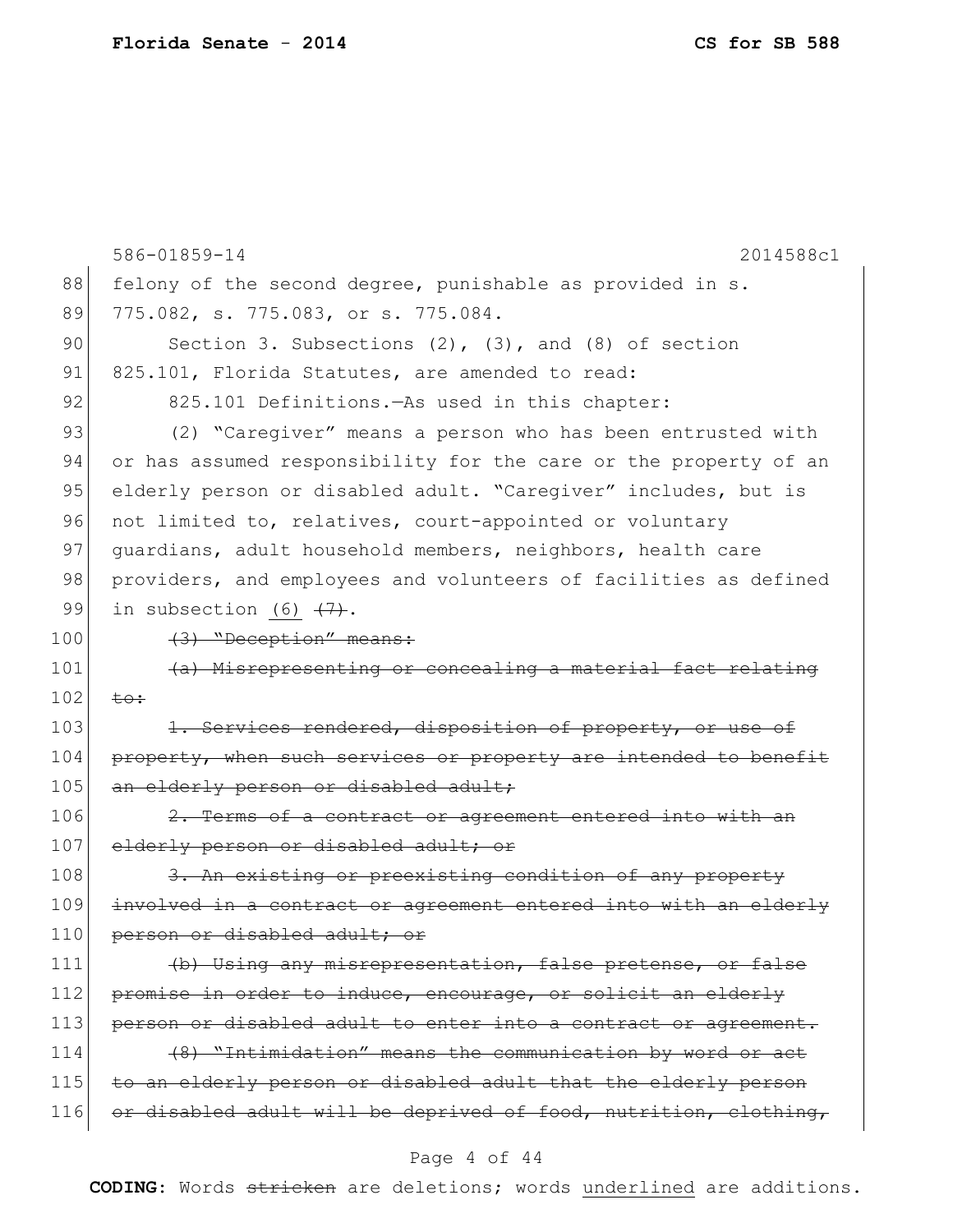586-01859-14 2014588c1

88 felony of the second degree, punishable as provided in s.
89 775.082, s. 775.083, or s. 775.084.
90 Section 3. Subsections (2), (3), and (8) of section
91 825.101, Florida Statutes, are amended to read:
92 825.101 Definitions.—As used in this chapter:
93 (2) "Caregiver" means a person who has been entrusted with
94 or has assumed responsibility for the care or the property of an
95 elderly person or disabled adult. "Caregiver" includes, but is
96 not limited to, relatives, court-appointed or voluntary
97 guardians, adult household members, neighbors, health care
98 providers, and employees and volunteers of facilities as defined
99 in subsection <u>(6)</u> ~~(7)~~.
100 ~~(3) "Deception" means:~~
101 ~~(a) Misrepresenting or concealing a material fact relating~~
102 ~~to:~~
103 ~~1. Services rendered, disposition of property, or use of~~
104 ~~property, when such services or property are intended to benefit~~
105 ~~an elderly person or disabled adult;~~
106 ~~2. Terms of a contract or agreement entered into with an~~
107 ~~elderly person or disabled adult; or~~
108 ~~3. An existing or preexisting condition of any property~~
109 ~~involved in a contract or agreement entered into with an elderly~~
110 ~~person or disabled adult; or~~
111 ~~(b) Using any misrepresentation, false pretense, or false~~
112 ~~promise in order to induce, encourage, or solicit an elderly~~
113 ~~person or disabled adult to enter into a contract or agreement.~~
114 ~~(8) "Intimidation" means the communication by word or act~~
115 ~~to an elderly person or disabled adult that the elderly person~~
116 ~~or disabled adult will be deprived of food, nutrition, clothing,~~

**CODING:** Words ~~stricken~~ are deletions; words <u>underlined</u> are additions.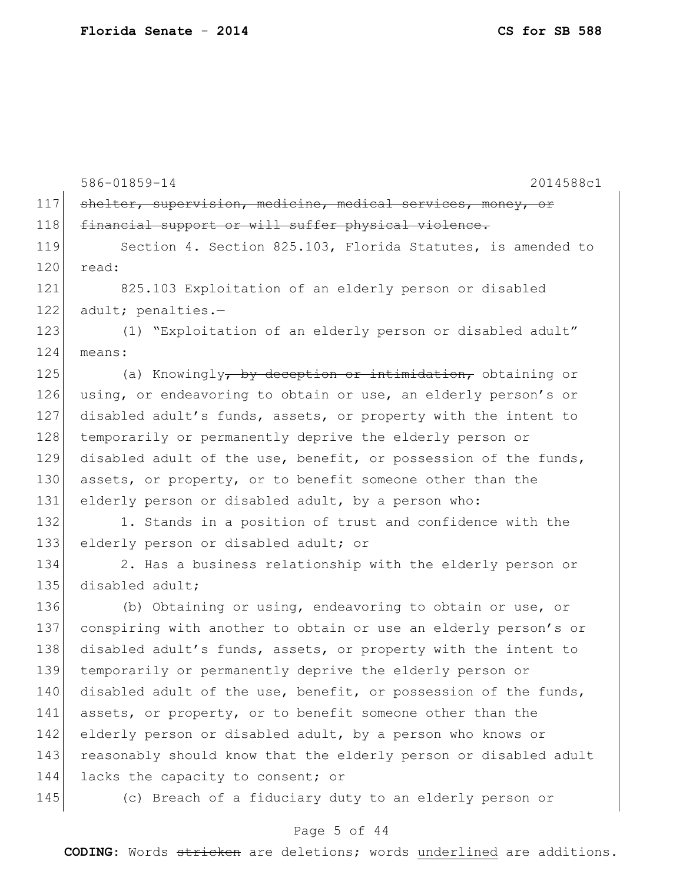~~shelter, supervision, medicine, medical services, money, or financial support or will suffer physical violence.~~

Section 4. Section 825.103, Florida Statutes, is amended to read:

825.103 Exploitation of an elderly person or disabled adult; penalties.—

(1) "Exploitation of an elderly person or disabled adult" means:

(a) Knowingly~~, by deception or intimidation,~~ obtaining or using, or endeavoring to obtain or use, an elderly person's or disabled adult's funds, assets, or property with the intent to temporarily or permanently deprive the elderly person or disabled adult of the use, benefit, or possession of the funds, assets, or property, or to benefit someone other than the elderly person or disabled adult, by a person who:

1. Stands in a position of trust and confidence with the elderly person or disabled adult; or

2. Has a business relationship with the elderly person or disabled adult;

(b) Obtaining or using, endeavoring to obtain or use, or conspiring with another to obtain or use an elderly person's or disabled adult's funds, assets, or property with the intent to temporarily or permanently deprive the elderly person or disabled adult of the use, benefit, or possession of the funds, assets, or property, or to benefit someone other than the elderly person or disabled adult, by a person who knows or reasonably should know that the elderly person or disabled adult lacks the capacity to consent; or

(c) Breach of a fiduciary duty to an elderly person or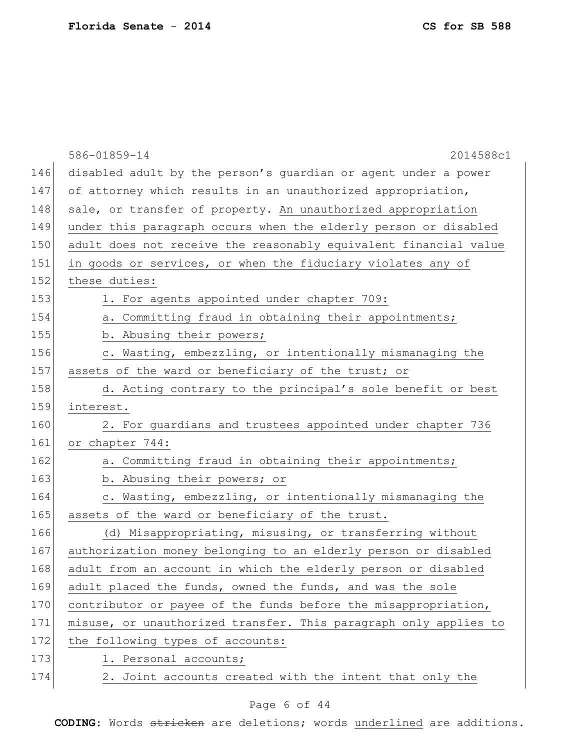disabled adult by the person's guardian or agent under a power of attorney which results in an unauthorized appropriation, sale, or transfer of property. An unauthorized appropriation under this paragraph occurs when the elderly person or disabled adult does not receive the reasonably equivalent financial value in goods or services, or when the fiduciary violates any of these duties:

1. For agents appointed under chapter 709:

a. Committing fraud in obtaining their appointments;

b. Abusing their powers;

c. Wasting, embezzling, or intentionally mismanaging the assets of the ward or beneficiary of the trust; or

d. Acting contrary to the principal's sole benefit or best interest.

2. For guardians and trustees appointed under chapter 736 or chapter 744:

a. Committing fraud in obtaining their appointments;

b. Abusing their powers; or

c. Wasting, embezzling, or intentionally mismanaging the assets of the ward or beneficiary of the trust.

(d) Misappropriating, misusing, or transferring without authorization money belonging to an elderly person or disabled adult from an account in which the elderly person or disabled adult placed the funds, owned the funds, and was the sole contributor or payee of the funds before the misappropriation, misuse, or unauthorized transfer. This paragraph only applies to the following types of accounts:

1. Personal accounts;

2. Joint accounts created with the intent that only the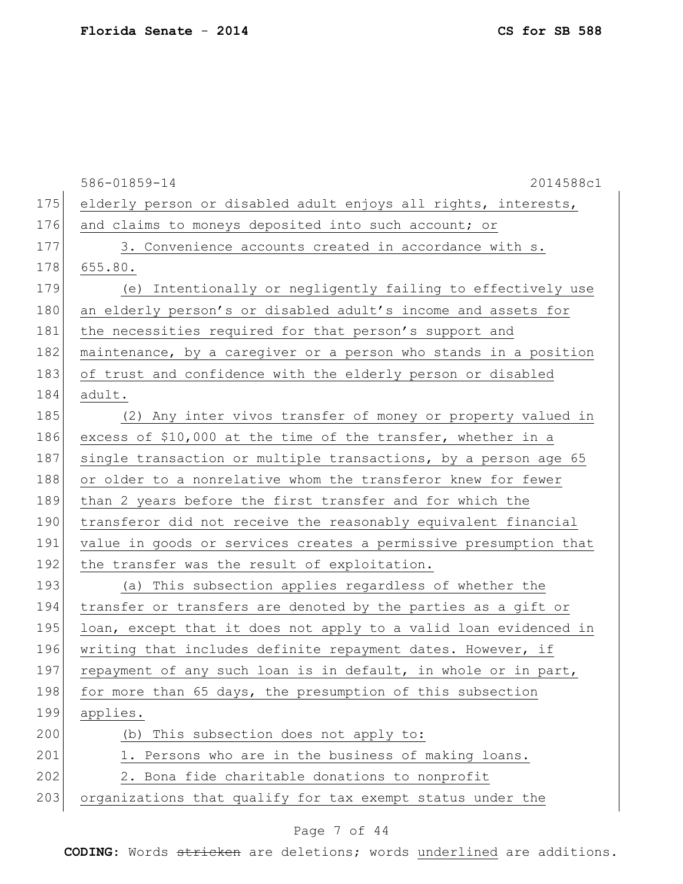elderly person or disabled adult enjoys all rights, interests, and claims to moneys deposited into such account; or

3. Convenience accounts created in accordance with s. 655.80.

(e) Intentionally or negligently failing to effectively use an elderly person's or disabled adult's income and assets for the necessities required for that person's support and maintenance, by a caregiver or a person who stands in a position of trust and confidence with the elderly person or disabled adult.

(2) Any inter vivos transfer of money or property valued in excess of $10,000 at the time of the transfer, whether in a single transaction or multiple transactions, by a person age 65 or older to a nonrelative whom the transferor knew for fewer than 2 years before the first transfer and for which the transferor did not receive the reasonably equivalent financial value in goods or services creates a permissive presumption that the transfer was the result of exploitation.

(a) This subsection applies regardless of whether the transfer or transfers are denoted by the parties as a gift or loan, except that it does not apply to a valid loan evidenced in writing that includes definite repayment dates. However, if repayment of any such loan is in default, in whole or in part, for more than 65 days, the presumption of this subsection applies.

(b) This subsection does not apply to:

1. Persons who are in the business of making loans.

2. Bona fide charitable donations to nonprofit organizations that qualify for tax exempt status under the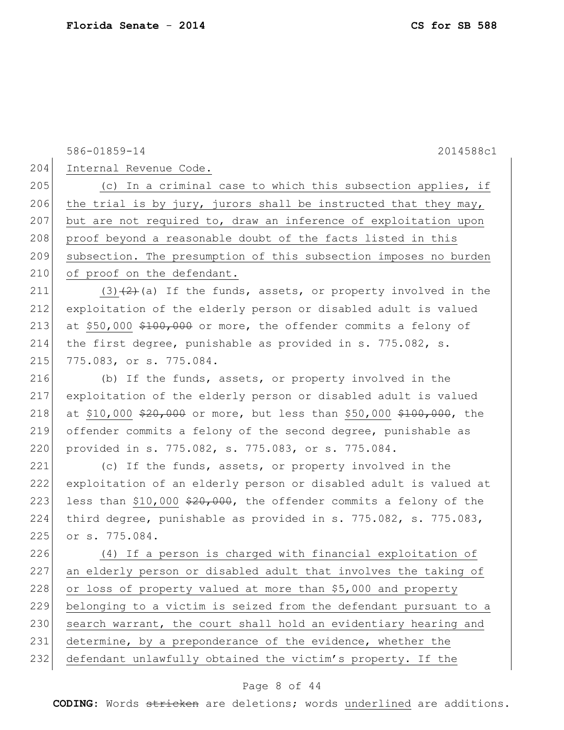Internal Revenue Code.

(c) In a criminal case to which this subsection applies, if the trial is by jury, jurors shall be instructed that they may, but are not required to, draw an inference of exploitation upon proof beyond a reasonable doubt of the facts listed in this subsection. The presumption of this subsection imposes no burden of proof on the defendant.

(3)~~(2)~~(a) If the funds, assets, or property involved in the exploitation of the elderly person or disabled adult is valued at $50,000 ~~$100,000~~ or more, the offender commits a felony of the first degree, punishable as provided in s. 775.082, s. 775.083, or s. 775.084.

(b) If the funds, assets, or property involved in the exploitation of the elderly person or disabled adult is valued at $10,000 ~~$20,000~~ or more, but less than $50,000 ~~$100,000~~, the offender commits a felony of the second degree, punishable as provided in s. 775.082, s. 775.083, or s. 775.084.

(c) If the funds, assets, or property involved in the exploitation of an elderly person or disabled adult is valued at less than $10,000 ~~$20,000~~, the offender commits a felony of the third degree, punishable as provided in s. 775.082, s. 775.083, or s. 775.084.

(4) If a person is charged with financial exploitation of an elderly person or disabled adult that involves the taking of or loss of property valued at more than $5,000 and property belonging to a victim is seized from the defendant pursuant to a search warrant, the court shall hold an evidentiary hearing and determine, by a preponderance of the evidence, whether the defendant unlawfully obtained the victim's property. If the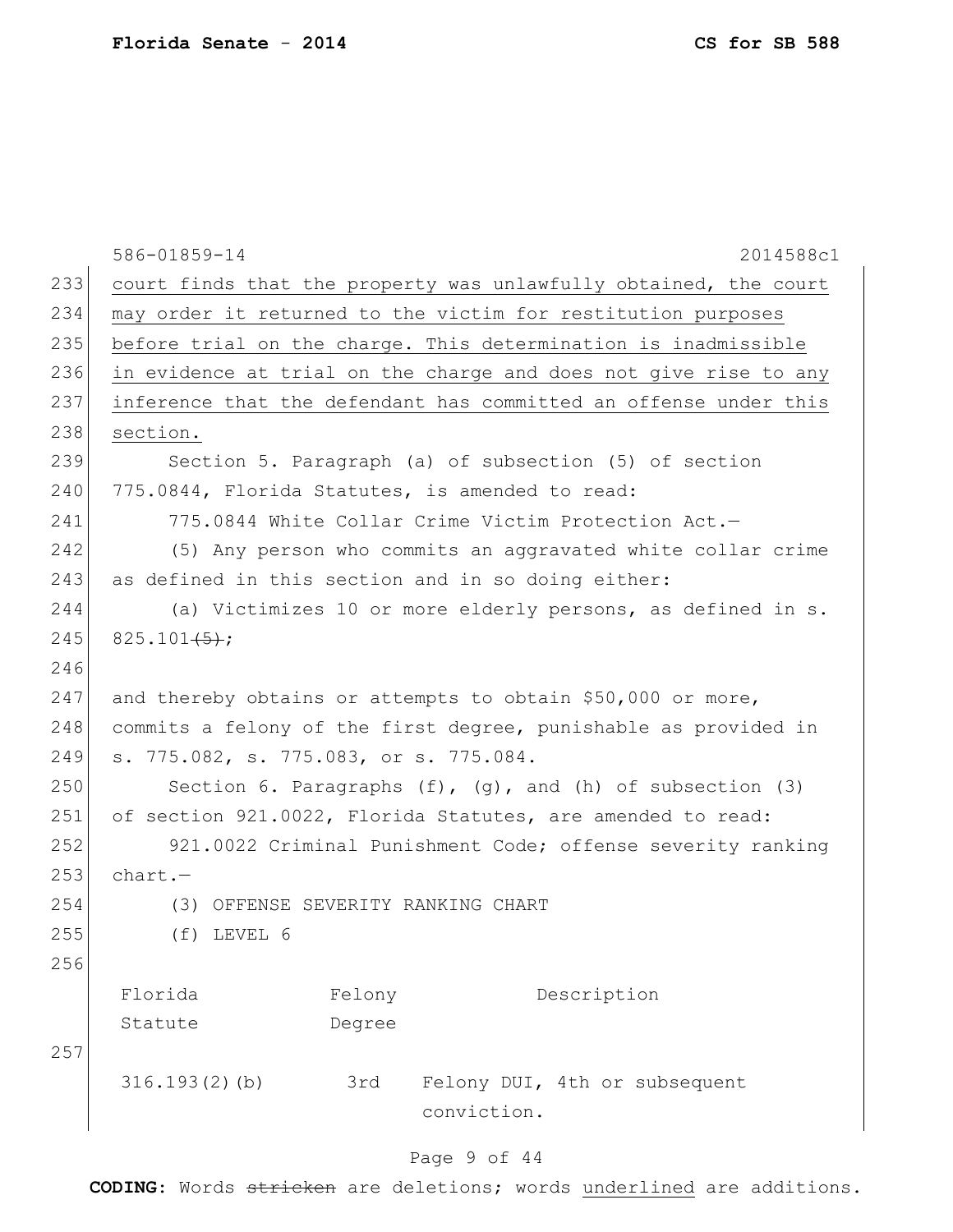586-01859-14 2014588c1

233 court finds that the property was unlawfully obtained, the court
234 may order it returned to the victim for restitution purposes
235 before trial on the charge. This determination is inadmissible
236 in evidence at trial on the charge and does not give rise to any
237 inference that the defendant has committed an offense under this
238 section.

239 Section 5. Paragraph (a) of subsection (5) of section
240 775.0844, Florida Statutes, is amended to read:

241 775.0844 White Collar Crime Victim Protection Act.—

242 (5) Any person who commits an aggravated white collar crime
243 as defined in this section and in so doing either:

244 (a) Victimizes 10 or more elderly persons, as defined in s.
245 825.101(5);

246

247 and thereby obtains or attempts to obtain $50,000 or more,
248 commits a felony of the first degree, punishable as provided in
249 s. 775.082, s. 775.083, or s. 775.084.

250 Section 6. Paragraphs (f), (g), and (h) of subsection (3)
251 of section 921.0022, Florida Statutes, are amended to read:

252 921.0022 Criminal Punishment Code; offense severity ranking
253 chart.—

254 (3) OFFENSE SEVERITY RANKING CHART

255 (f) LEVEL 6

256

| Florida Statute | Felony Degree | Description |
|---|---|---|
| 316.193(2)(b) | 3rd | Felony DUI, 4th or subsequent conviction. |

257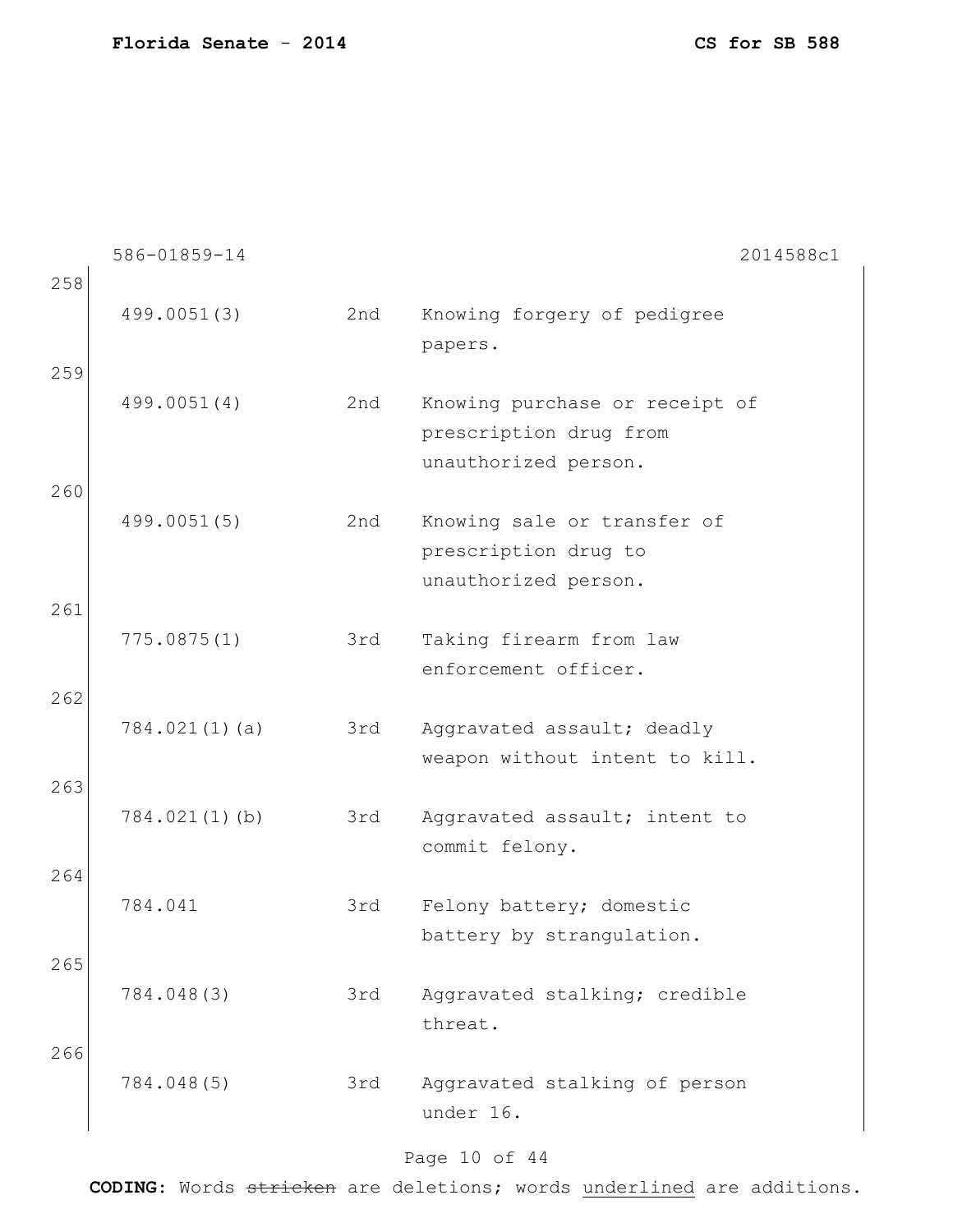586-01859-14 2014588c1

| | | | |
|---|---|---|---|
| 258 | | | |
| | 499.0051(3) | 2nd | Knowing forgery of pedigree papers. |
| 259 | | | |
| | 499.0051(4) | 2nd | Knowing purchase or receipt of prescription drug from unauthorized person. |
| 260 | | | |
| | 499.0051(5) | 2nd | Knowing sale or transfer of prescription drug to unauthorized person. |
| 261 | | | |
| | 775.0875(1) | 3rd | Taking firearm from law enforcement officer. |
| 262 | | | |
| | 784.021(1)(a) | 3rd | Aggravated assault; deadly weapon without intent to kill. |
| 263 | | | |
| | 784.021(1)(b) | 3rd | Aggravated assault; intent to commit felony. |
| 264 | | | |
| | 784.041 | 3rd | Felony battery; domestic battery by strangulation. |
| 265 | | | |
| | 784.048(3) | 3rd | Aggravated stalking; credible threat. |
| 266 | | | |
| | 784.048(5) | 3rd | Aggravated stalking of person under 16. |

**CODING:** Words ~~stricken~~ are deletions; words underlined are additions.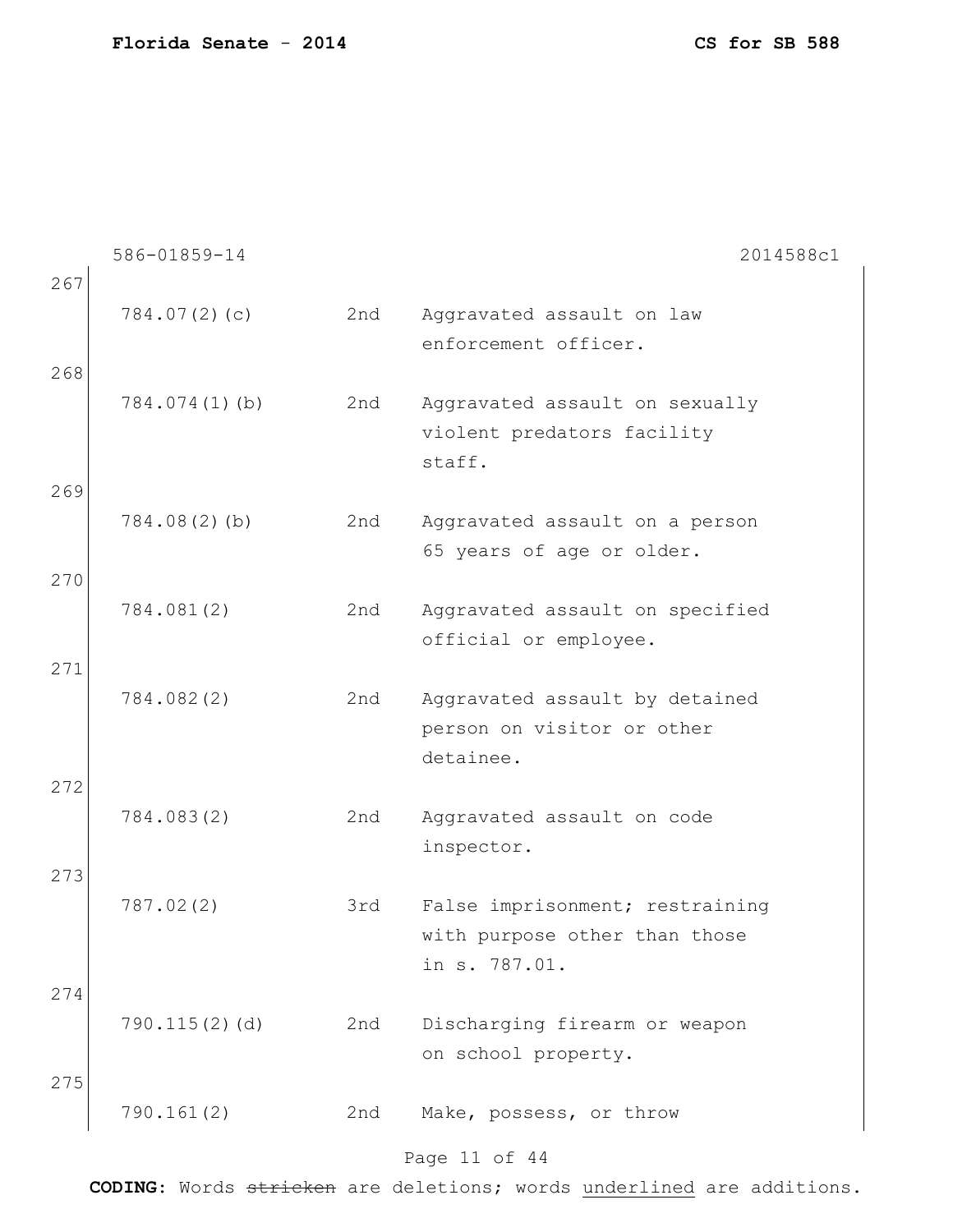586-01859-14 2014588c1

| | | | |
|---|---|---|---|
| 267 | 784.07(2)(c) | 2nd | Aggravated assault on law enforcement officer. |
| 268 | 784.074(1)(b) | 2nd | Aggravated assault on sexually violent predators facility staff. |
| 269 | 784.08(2)(b) | 2nd | Aggravated assault on a person 65 years of age or older. |
| 270 | 784.081(2) | 2nd | Aggravated assault on specified official or employee. |
| 271 | 784.082(2) | 2nd | Aggravated assault by detained person on visitor or other detainee. |
| 272 | 784.083(2) | 2nd | Aggravated assault on code inspector. |
| 273 | 787.02(2) | 3rd | False imprisonment; restraining with purpose other than those in s. 787.01. |
| 274 | 790.115(2)(d) | 2nd | Discharging firearm or weapon on school property. |
| 275 | 790.161(2) | 2nd | Make, possess, or throw |

**CODING:** Words ~~stricken~~ are deletions; words underlined are additions.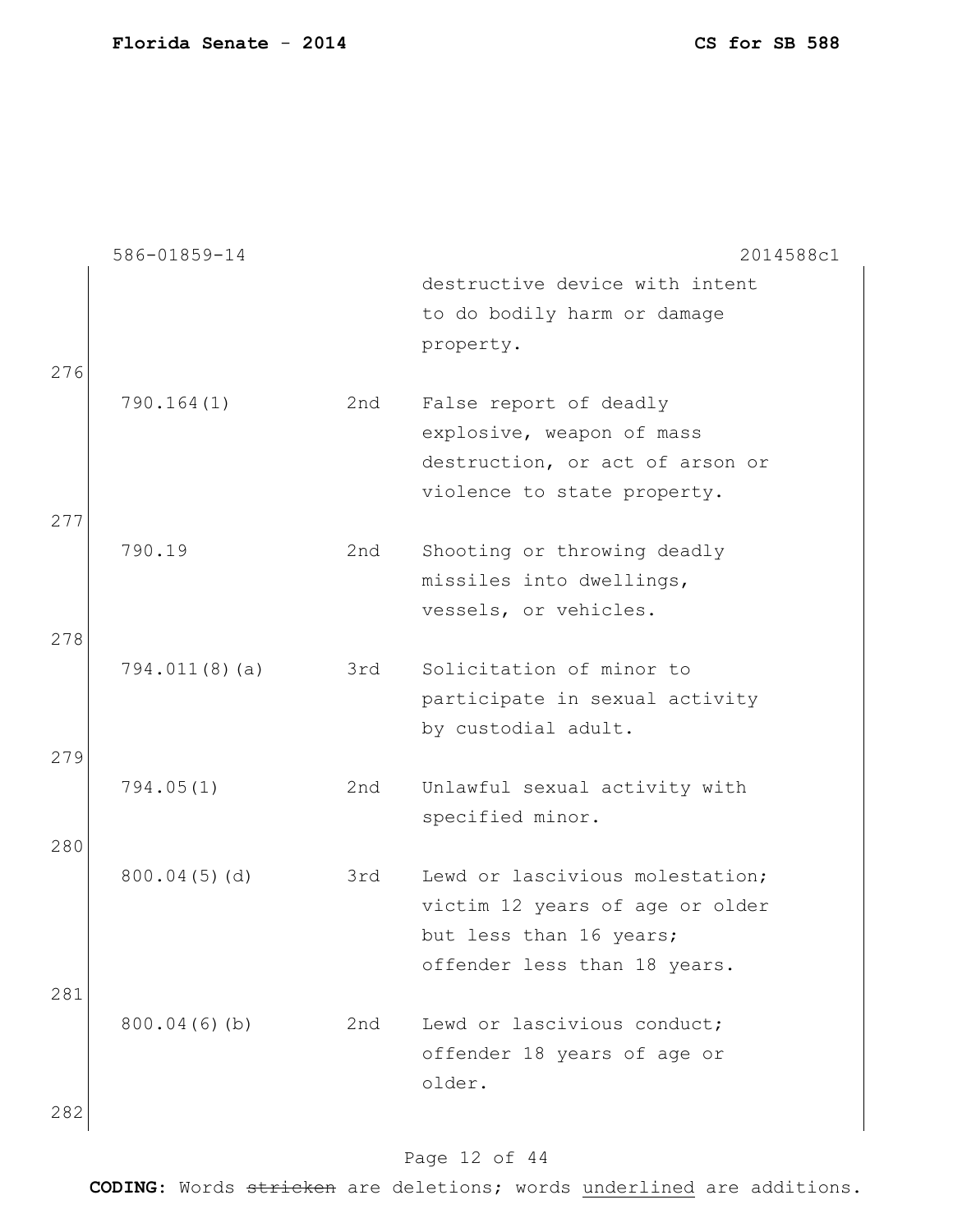| | | | |
|---|---|---|---|
| | | | destructive device with intent to do bodily harm or damage property. |
| 276 | | | |
| | 790.164(1) | 2nd | False report of deadly explosive, weapon of mass destruction, or act of arson or violence to state property. |
| 277 | | | |
| | 790.19 | 2nd | Shooting or throwing deadly missiles into dwellings, vessels, or vehicles. |
| 278 | | | |
| | 794.011(8)(a) | 3rd | Solicitation of minor to participate in sexual activity by custodial adult. |
| 279 | | | |
| | 794.05(1) | 2nd | Unlawful sexual activity with specified minor. |
| 280 | | | |
| | 800.04(5)(d) | 3rd | Lewd or lascivious molestation; victim 12 years of age or older but less than 16 years; offender less than 18 years. |
| 281 | | | |
| | 800.04(6)(b) | 2nd | Lewd or lascivious conduct; offender 18 years of age or older. |
| 282 | | | |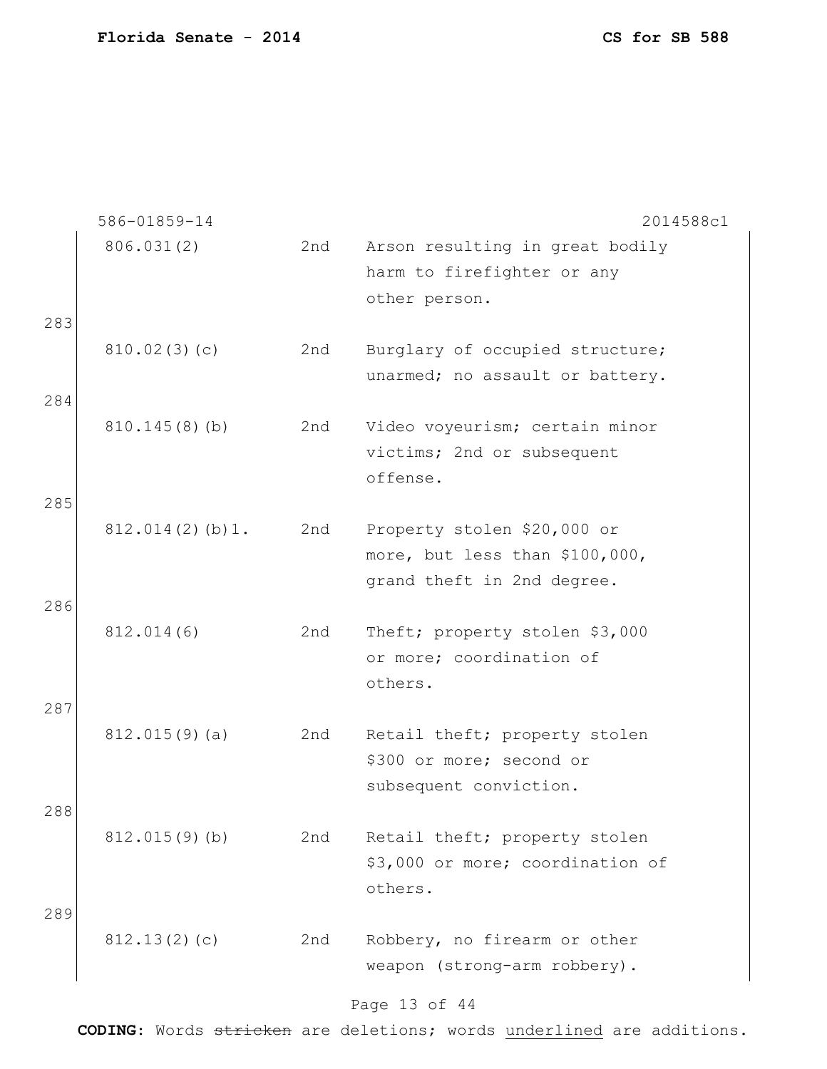586-01859-14 2014588c1

| | | |
|---|---|---|
| 806.031(2) | 2nd | Arson resulting in great bodily harm to firefighter or any other person. |
| 810.02(3)(c) | 2nd | Burglary of occupied structure; unarmed; no assault or battery. |
| 810.145(8)(b) | 2nd | Video voyeurism; certain minor victims; 2nd or subsequent offense. |
| 812.014(2)(b)1. | 2nd | Property stolen $20,000 or more, but less than $100,000, grand theft in 2nd degree. |
| 812.014(6) | 2nd | Theft; property stolen $3,000 or more; coordination of others. |
| 812.015(9)(a) | 2nd | Retail theft; property stolen $300 or more; second or subsequent conviction. |
| 812.015(9)(b) | 2nd | Retail theft; property stolen $3,000 or more; coordination of others. |
| 812.13(2)(c) | 2nd | Robbery, no firearm or other weapon (strong-arm robbery). |

CODING: Words ~~stricken~~ are deletions; words <u>underlined</u> are additions.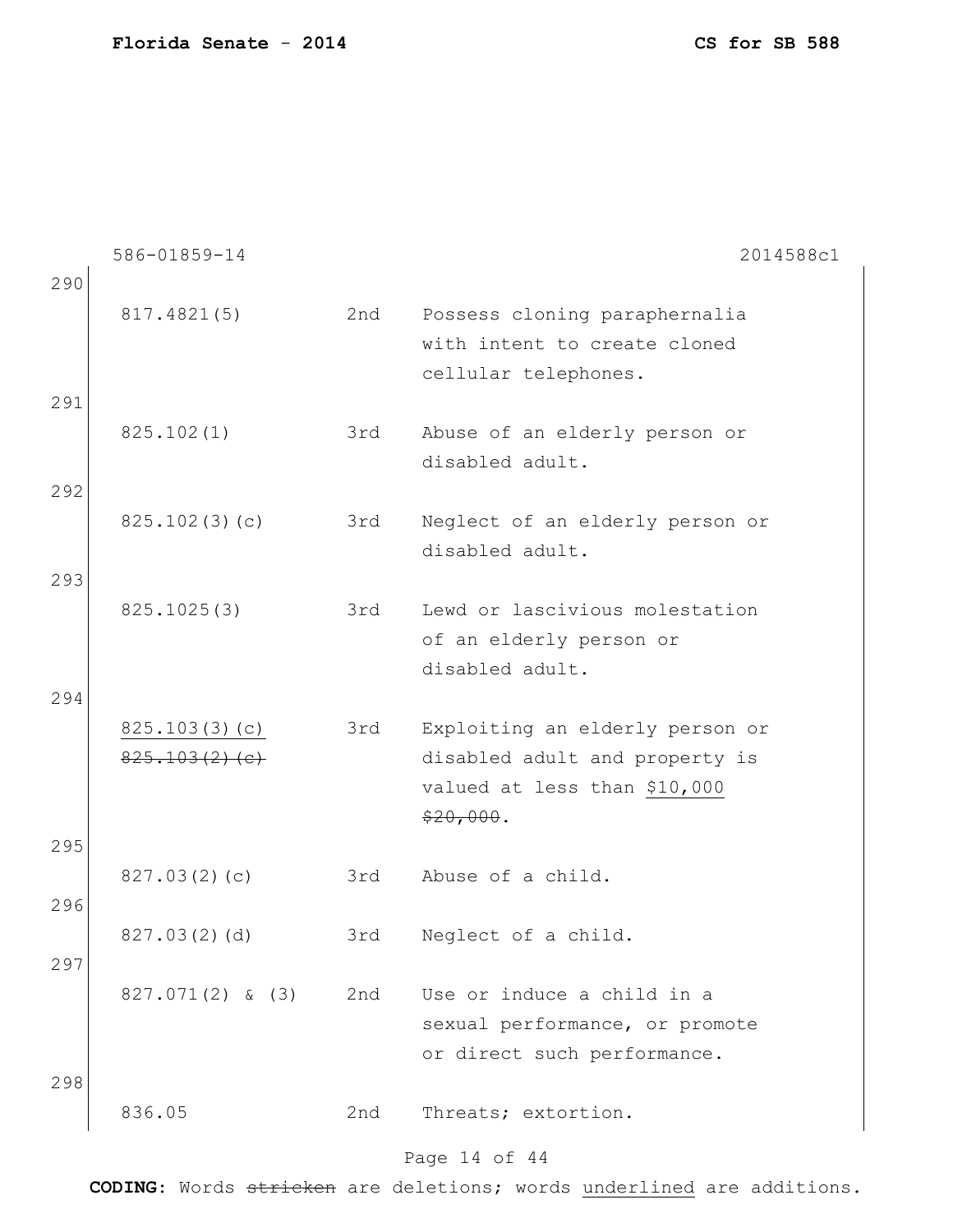586-01859-14 2014588c1

290

| | | |
|---|---|---|
| 817.4821(5) | 2nd | Possess cloning paraphernalia with intent to create cloned cellular telephones. |

291

| | | |
|---|---|---|
| 825.102(1) | 3rd | Abuse of an elderly person or disabled adult. |

292

| | | |
|---|---|---|
| 825.102(3)(c) | 3rd | Neglect of an elderly person or disabled adult. |

293

| | | |
|---|---|---|
| 825.1025(3) | 3rd | Lewd or lascivious molestation of an elderly person or disabled adult. |

294

| | | |
|---|---|---|
| <u>825.103(3)(c)</u> ~~825.103(2)(c)~~ | 3rd | Exploiting an elderly person or disabled adult and property is valued at less than <u>$10,000</u> ~~$20,000~~. |

295

| | | |
|---|---|---|
| 827.03(2)(c) | 3rd | Abuse of a child. |

296

| | | |
|---|---|---|
| 827.03(2)(d) | 3rd | Neglect of a child. |

297

| | | |
|---|---|---|
| 827.071(2) & (3) | 2nd | Use or induce a child in a sexual performance, or promote or direct such performance. |

298

| | | |
|---|---|---|
| 836.05 | 2nd | Threats; extortion. |

**CODING:** Words ~~stricken~~ are deletions; words <u>underlined</u> are additions.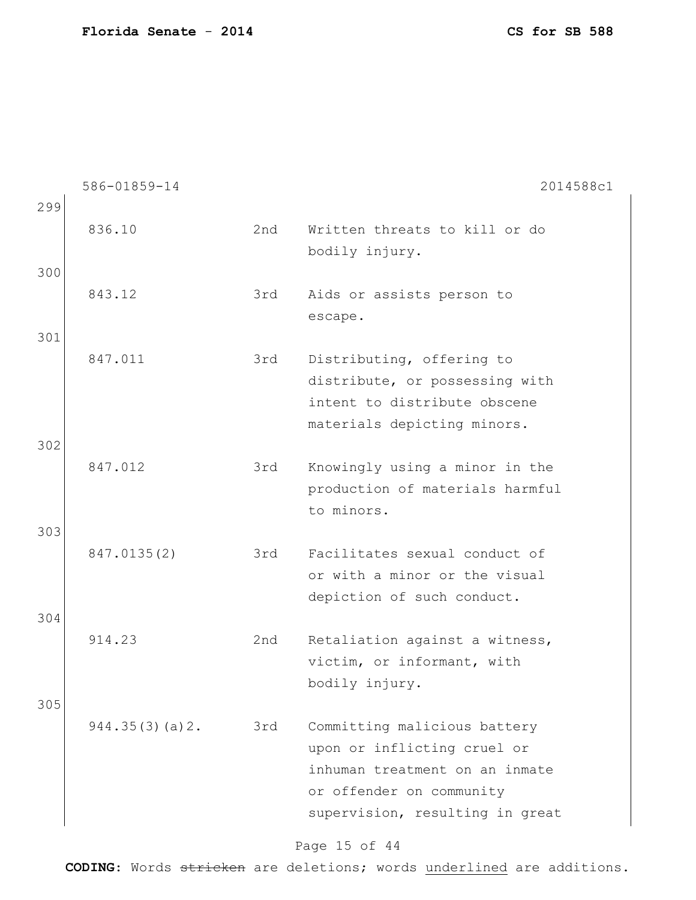586-01859-14 2014588c1

| | | | |
|---|---|---|---|
| 299 | 836.10 | 2nd | Written threats to kill or do bodily injury. |
| 300 | 843.12 | 3rd | Aids or assists person to escape. |
| 301 | 847.011 | 3rd | Distributing, offering to distribute, or possessing with intent to distribute obscene materials depicting minors. |
| 302 | 847.012 | 3rd | Knowingly using a minor in the production of materials harmful to minors. |
| 303 | 847.0135(2) | 3rd | Facilitates sexual conduct of or with a minor or the visual depiction of such conduct. |
| 304 | 914.23 | 2nd | Retaliation against a witness, victim, or informant, with bodily injury. |
| 305 | 944.35(3)(a)2. | 3rd | Committing malicious battery upon or inflicting cruel or inhuman treatment on an inmate or offender on community supervision, resulting in great |

**CODING:** Words ~~stricken~~ are deletions; words <u>underlined</u> are additions.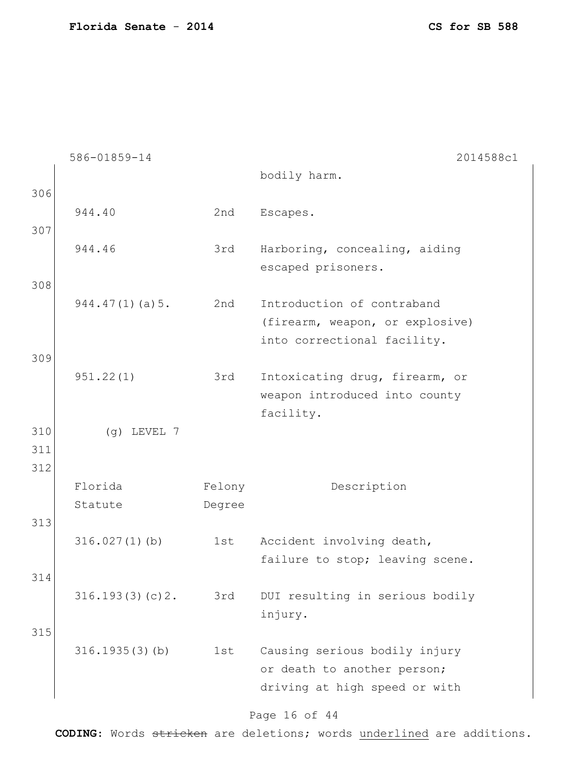bodily harm.

| | | |
|---|---|---|
| 944.40 | 2nd | Escapes. |
| 944.46 | 3rd | Harboring, concealing, aiding escaped prisoners. |
| 944.47(1)(a)5. | 2nd | Introduction of contraband (firearm, weapon, or explosive) into correctional facility. |
| 951.22(1) | 3rd | Intoxicating drug, firearm, or weapon introduced into county facility. |

(g) LEVEL 7

| Florida Statute | Felony Degree | Description |
|---|---|---|
| 316.027(1)(b) | 1st | Accident involving death, failure to stop; leaving scene. |
| 316.193(3)(c)2. | 3rd | DUI resulting in serious bodily injury. |
| 316.1935(3)(b) | 1st | Causing serious bodily injury or death to another person; driving at high speed or with |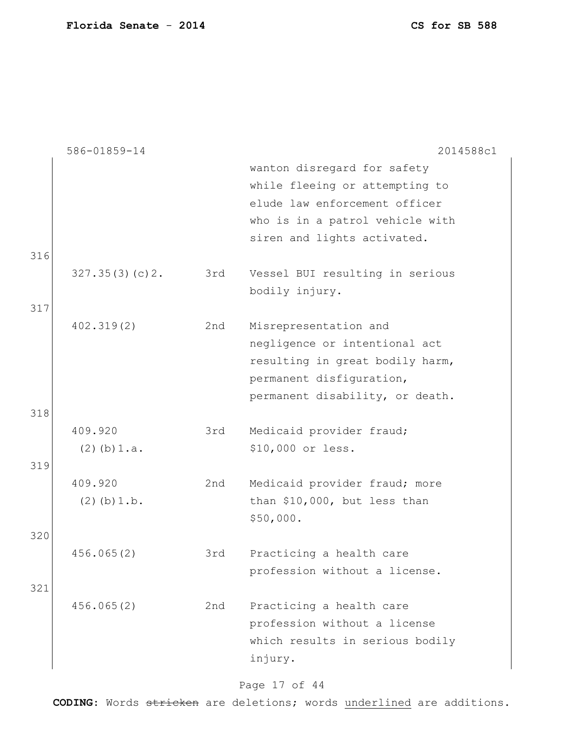586-01859-14 2014588c1

| | | | |
|---|---|---|---|
| | | | wanton disregard for safety while fleeing or attempting to elude law enforcement officer who is in a patrol vehicle with siren and lights activated. |
| 316 | 327.35(3)(c)2. | 3rd | Vessel BUI resulting in serious bodily injury. |
| 317 | 402.319(2) | 2nd | Misrepresentation and negligence or intentional act resulting in great bodily harm, permanent disfiguration, permanent disability, or death. |
| 318 | 409.920 (2)(b)1.a. | 3rd | Medicaid provider fraud; $10,000 or less. |
| 319 | 409.920 (2)(b)1.b. | 2nd | Medicaid provider fraud; more than $10,000, but less than $50,000. |
| 320 | 456.065(2) | 3rd | Practicing a health care profession without a license. |
| 321 | 456.065(2) | 2nd | Practicing a health care profession without a license which results in serious bodily injury. |

**CODING:** Words ~~stricken~~ are deletions; words <u>underlined</u> are additions.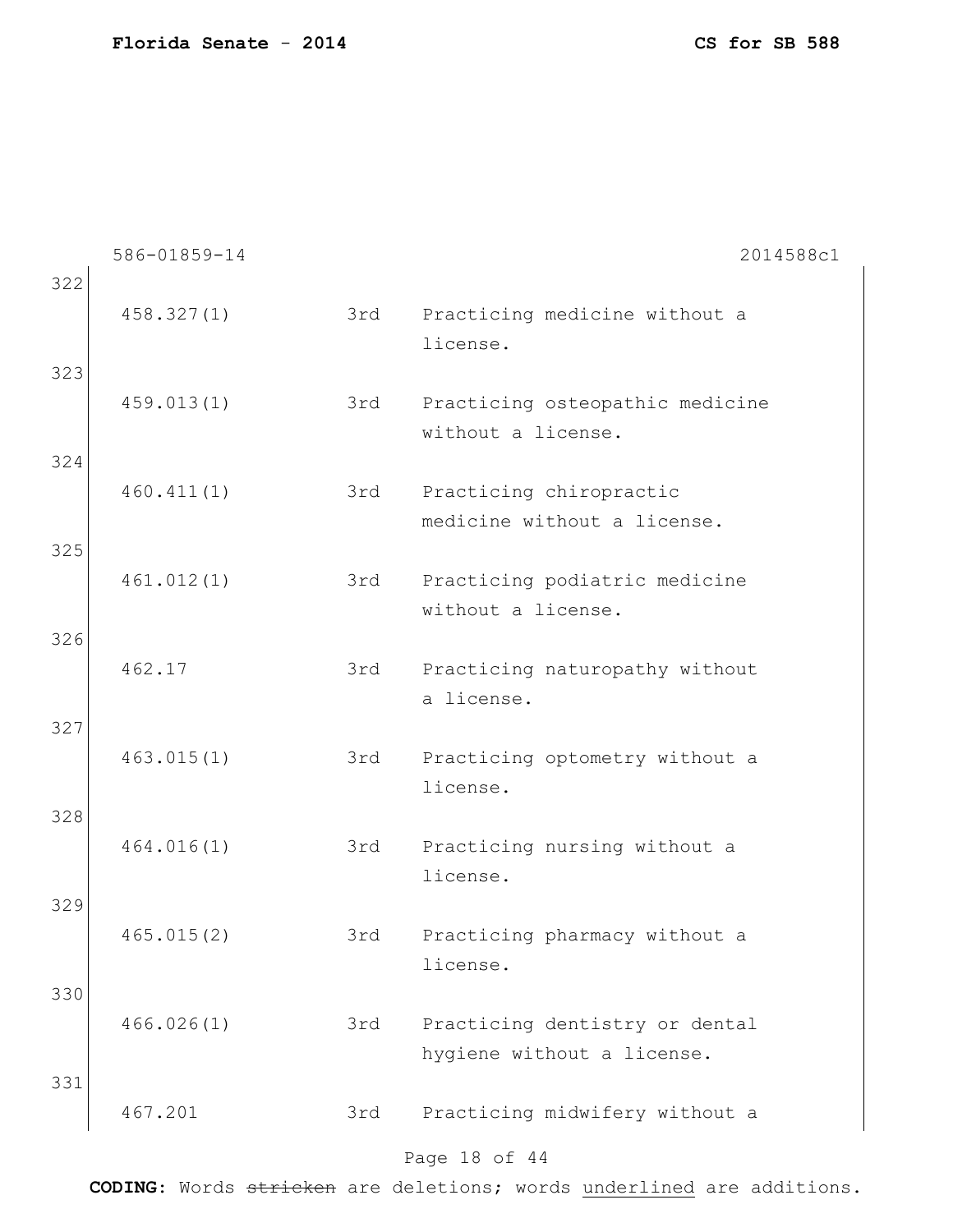| | | | |
|---|---|---|---|
| 322 | | | |
| | 458.327(1) | 3rd | Practicing medicine without a license. |
| 323 | | | |
| | 459.013(1) | 3rd | Practicing osteopathic medicine without a license. |
| 324 | | | |
| | 460.411(1) | 3rd | Practicing chiropractic medicine without a license. |
| 325 | | | |
| | 461.012(1) | 3rd | Practicing podiatric medicine without a license. |
| 326 | | | |
| | 462.17 | 3rd | Practicing naturopathy without a license. |
| 327 | | | |
| | 463.015(1) | 3rd | Practicing optometry without a license. |
| 328 | | | |
| | 464.016(1) | 3rd | Practicing nursing without a license. |
| 329 | | | |
| | 465.015(2) | 3rd | Practicing pharmacy without a license. |
| 330 | | | |
| | 466.026(1) | 3rd | Practicing dentistry or dental hygiene without a license. |
| 331 | | | |
| | 467.201 | 3rd | Practicing midwifery without a |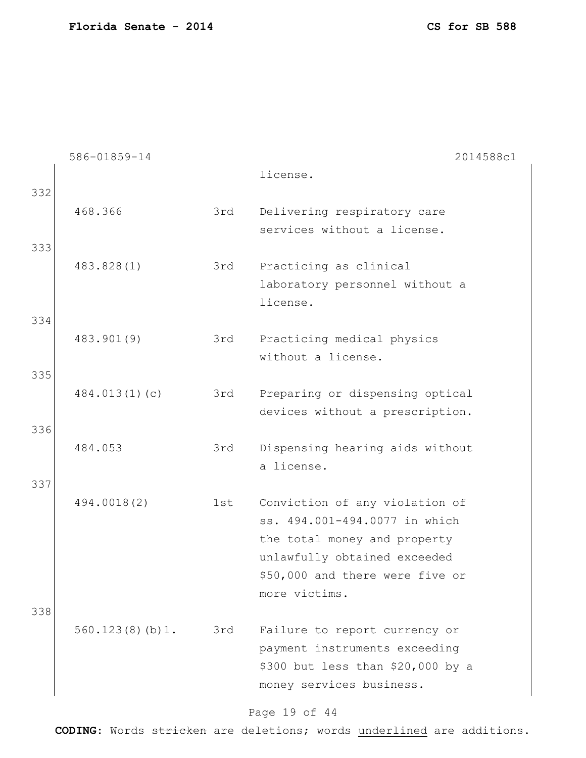586-01859-14 2014588c1

| | | | |
|---|---|---|---|
| | | | license. |
| 332 | | | |
| | 468.366 | 3rd | Delivering respiratory care services without a license. |
| 333 | | | |
| | 483.828(1) | 3rd | Practicing as clinical laboratory personnel without a license. |
| 334 | | | |
| | 483.901(9) | 3rd | Practicing medical physics without a license. |
| 335 | | | |
| | 484.013(1)(c) | 3rd | Preparing or dispensing optical devices without a prescription. |
| 336 | | | |
| | 484.053 | 3rd | Dispensing hearing aids without a license. |
| 337 | | | |
| | 494.0018(2) | 1st | Conviction of any violation of ss. 494.001-494.0077 in which the total money and property unlawfully obtained exceeded $50,000 and there were five or more victims. |
| 338 | | | |
| | 560.123(8)(b)1. | 3rd | Failure to report currency or payment instruments exceeding $300 but less than $20,000 by a money services business. |

**CODING:** Words ~~stricken~~ are deletions; words underlined are additions.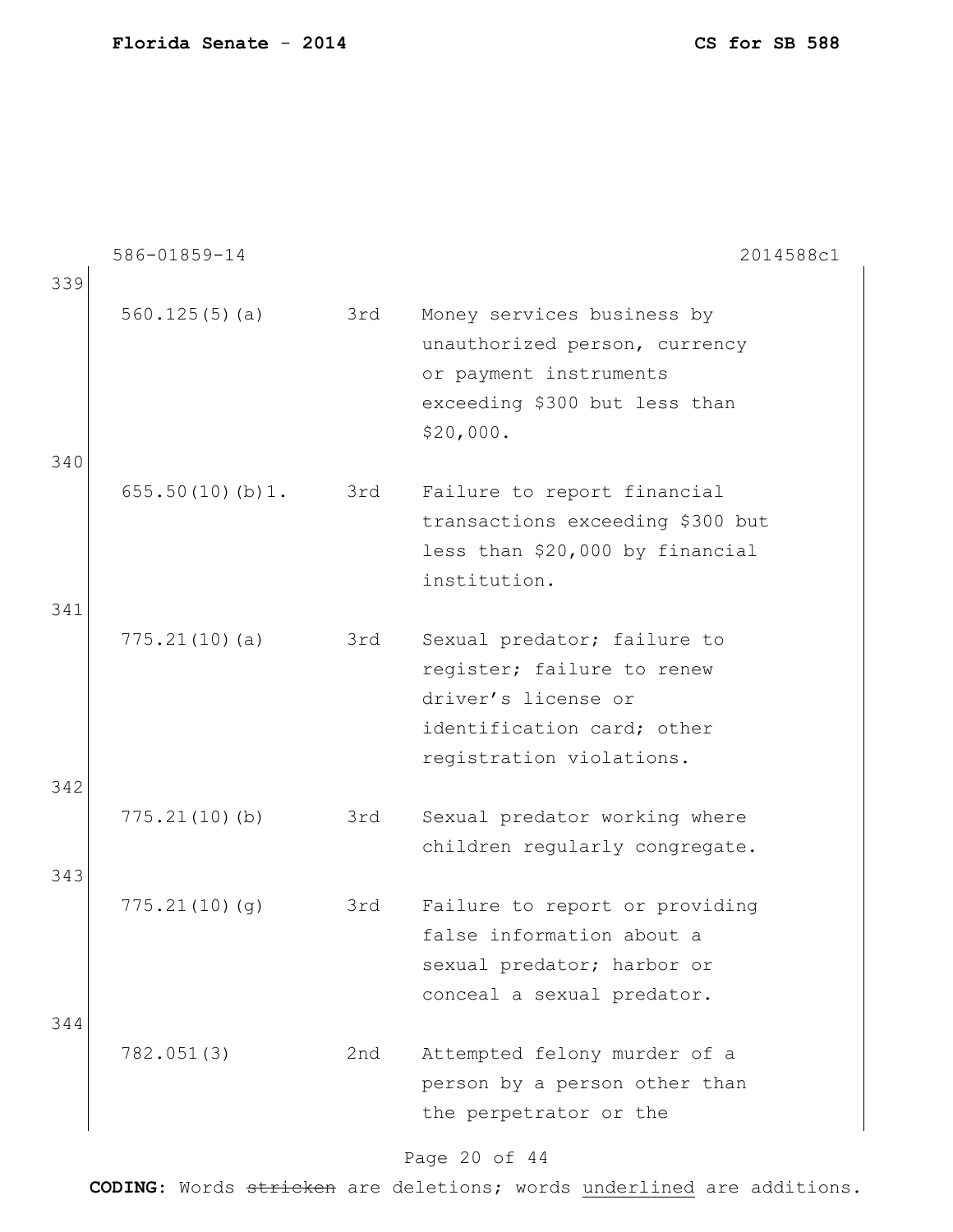586-01859-14 2014588c1

339

| | | |
|---|---|---|
| 560.125(5)(a) | 3rd | Money services business by unauthorized person, currency or payment instruments exceeding $300 but less than $20,000. |

340

| | | |
|---|---|---|
| 655.50(10)(b)1. | 3rd | Failure to report financial transactions exceeding $300 but less than $20,000 by financial institution. |

341

| | | |
|---|---|---|
| 775.21(10)(a) | 3rd | Sexual predator; failure to register; failure to renew driver's license or identification card; other registration violations. |

342

| | | |
|---|---|---|
| 775.21(10)(b) | 3rd | Sexual predator working where children regularly congregate. |

343

| | | |
|---|---|---|
| 775.21(10)(g) | 3rd | Failure to report or providing false information about a sexual predator; harbor or conceal a sexual predator. |

344

| | | |
|---|---|---|
| 782.051(3) | 2nd | Attempted felony murder of a person by a person other than the perpetrator or the |

**CODING:** Words ~~stricken~~ are deletions; words <u>underlined</u> are additions.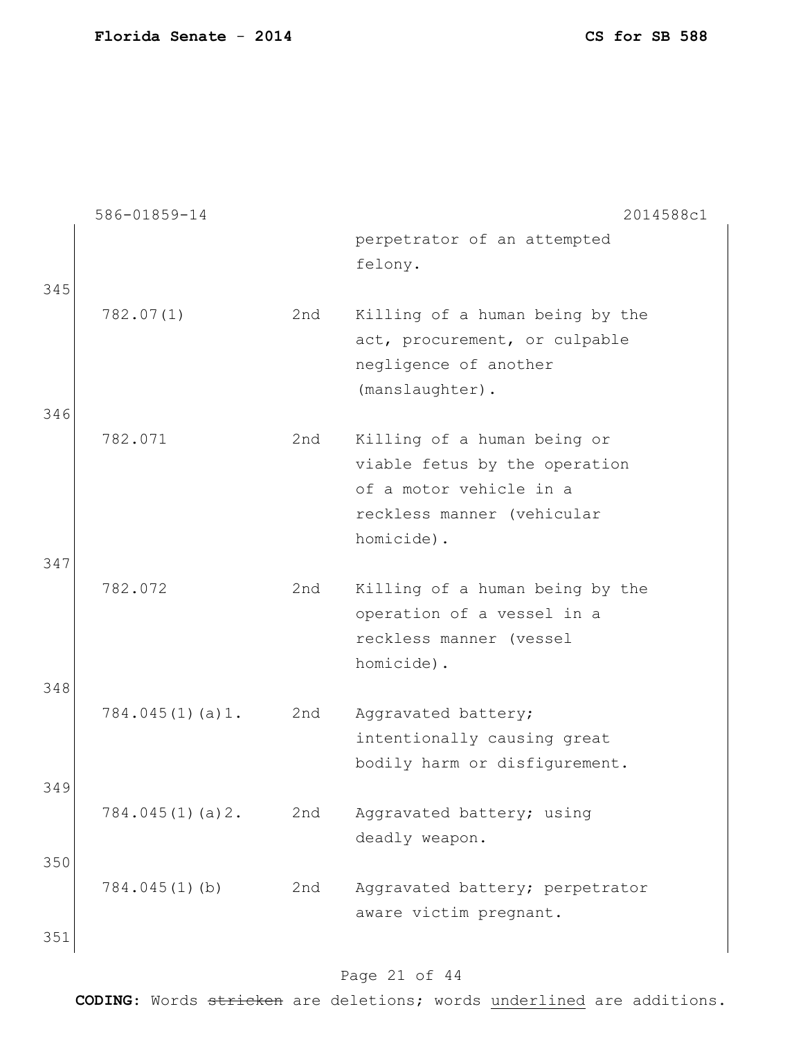586-01859-14 2014588c1

| | | | |
|---|---|---|---|
| | | | perpetrator of an attempted felony. |
| 345 | 782.07(1) | 2nd | Killing of a human being by the act, procurement, or culpable negligence of another (manslaughter). |
| 346 | 782.071 | 2nd | Killing of a human being or viable fetus by the operation of a motor vehicle in a reckless manner (vehicular homicide). |
| 347 | 782.072 | 2nd | Killing of a human being by the operation of a vessel in a reckless manner (vessel homicide). |
| 348 | 784.045(1)(a)1. | 2nd | Aggravated battery; intentionally causing great bodily harm or disfigurement. |
| 349 | 784.045(1)(a)2. | 2nd | Aggravated battery; using deadly weapon. |
| 350 | 784.045(1)(b) | 2nd | Aggravated battery; perpetrator aware victim pregnant. |
| 351 | | | |

**CODING:** Words ~~stricken~~ are deletions; words <u>underlined</u> are additions.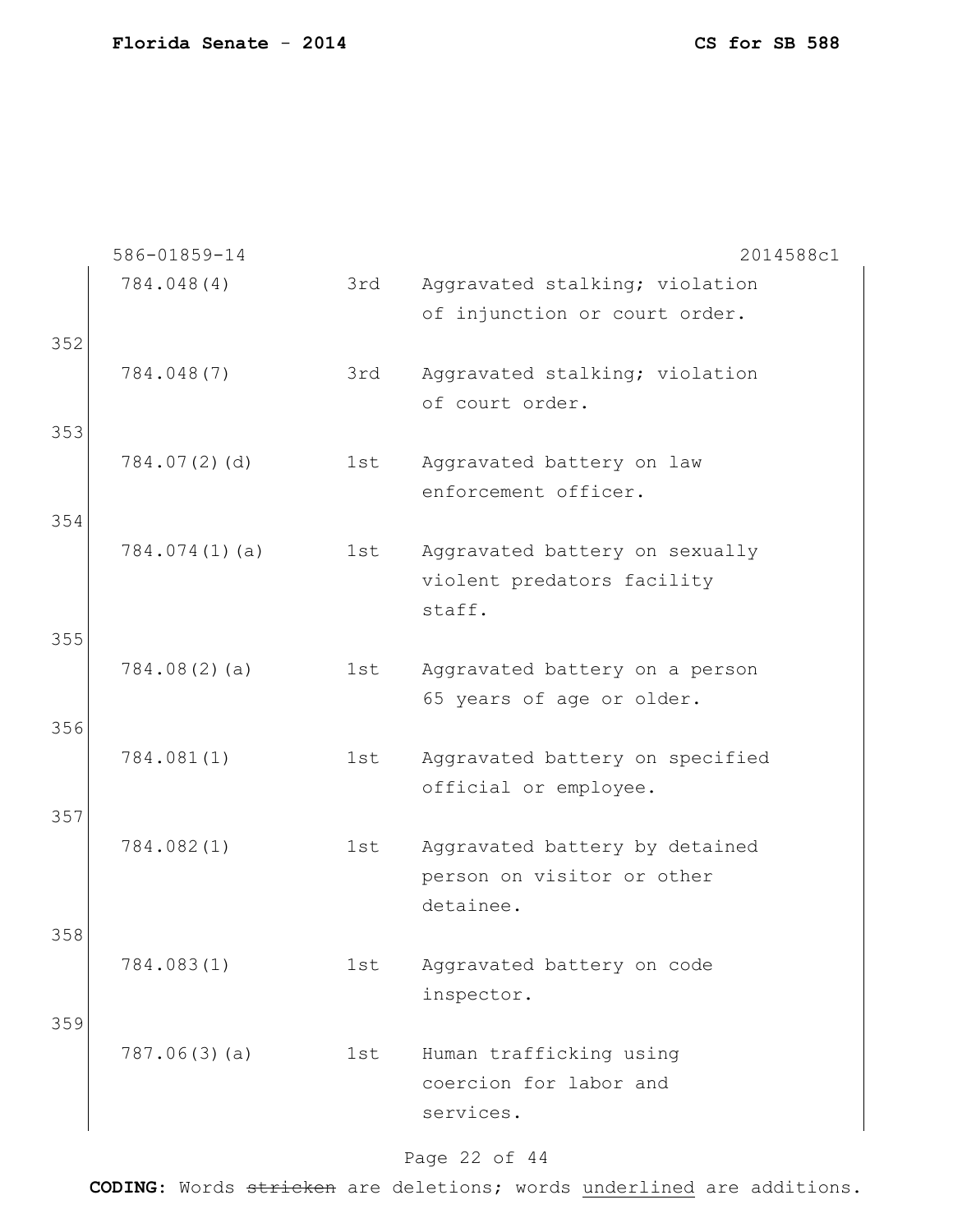586-01859-14 2014588c1

| | | |
|---|---|---|
| 784.048(4) | 3rd | Aggravated stalking; violation of injunction or court order. |
| 784.048(7) | 3rd | Aggravated stalking; violation of court order. |
| 784.07(2)(d) | 1st | Aggravated battery on law enforcement officer. |
| 784.074(1)(a) | 1st | Aggravated battery on sexually violent predators facility staff. |
| 784.08(2)(a) | 1st | Aggravated battery on a person 65 years of age or older. |
| 784.081(1) | 1st | Aggravated battery on specified official or employee. |
| 784.082(1) | 1st | Aggravated battery by detained person on visitor or other detainee. |
| 784.083(1) | 1st | Aggravated battery on code inspector. |
| 787.06(3)(a) | 1st | Human trafficking using coercion for labor and services. |

CODING: Words ~~stricken~~ are deletions; words underlined are additions.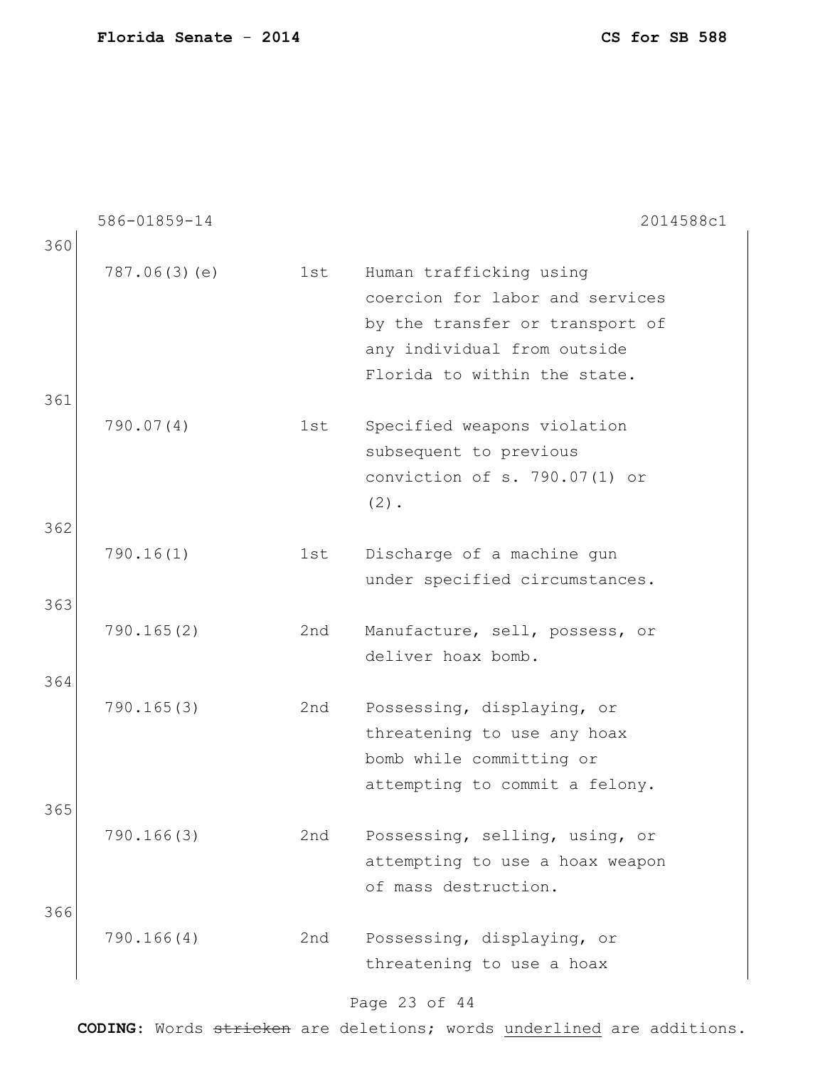| | | | |
|---|---|---|---|
| 360 | 787.06(3)(e) | 1st | Human trafficking using coercion for labor and services by the transfer or transport of any individual from outside Florida to within the state. |
| 361 | 790.07(4) | 1st | Specified weapons violation subsequent to previous conviction of s. 790.07(1) or (2). |
| 362 | 790.16(1) | 1st | Discharge of a machine gun under specified circumstances. |
| 363 | 790.165(2) | 2nd | Manufacture, sell, possess, or deliver hoax bomb. |
| 364 | 790.165(3) | 2nd | Possessing, displaying, or threatening to use any hoax bomb while committing or attempting to commit a felony. |
| 365 | 790.166(3) | 2nd | Possessing, selling, using, or attempting to use a hoax weapon of mass destruction. |
| 366 | 790.166(4) | 2nd | Possessing, displaying, or threatening to use a hoax |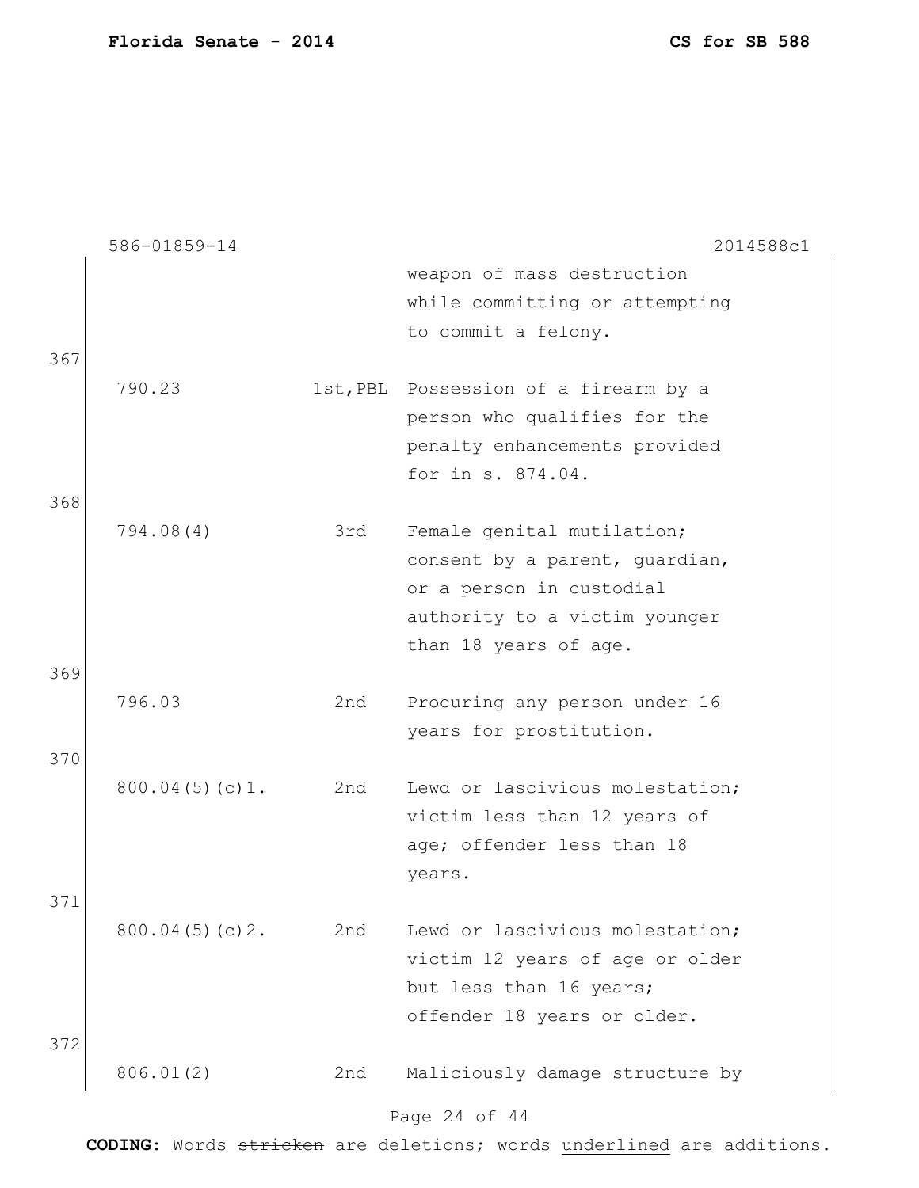| | | | |
|---|---|---|---|
| | | | weapon of mass destruction while committing or attempting to commit a felony. |
| 367 | 790.23 | 1st,PBL | Possession of a firearm by a person who qualifies for the penalty enhancements provided for in s. 874.04. |
| 368 | 794.08(4) | 3rd | Female genital mutilation; consent by a parent, guardian, or a person in custodial authority to a victim younger than 18 years of age. |
| 369 | 796.03 | 2nd | Procuring any person under 16 years for prostitution. |
| 370 | 800.04(5)(c)1. | 2nd | Lewd or lascivious molestation; victim less than 12 years of age; offender less than 18 years. |
| 371 | 800.04(5)(c)2. | 2nd | Lewd or lascivious molestation; victim 12 years of age or older but less than 16 years; offender 18 years or older. |
| 372 | 806.01(2) | 2nd | Maliciously damage structure by |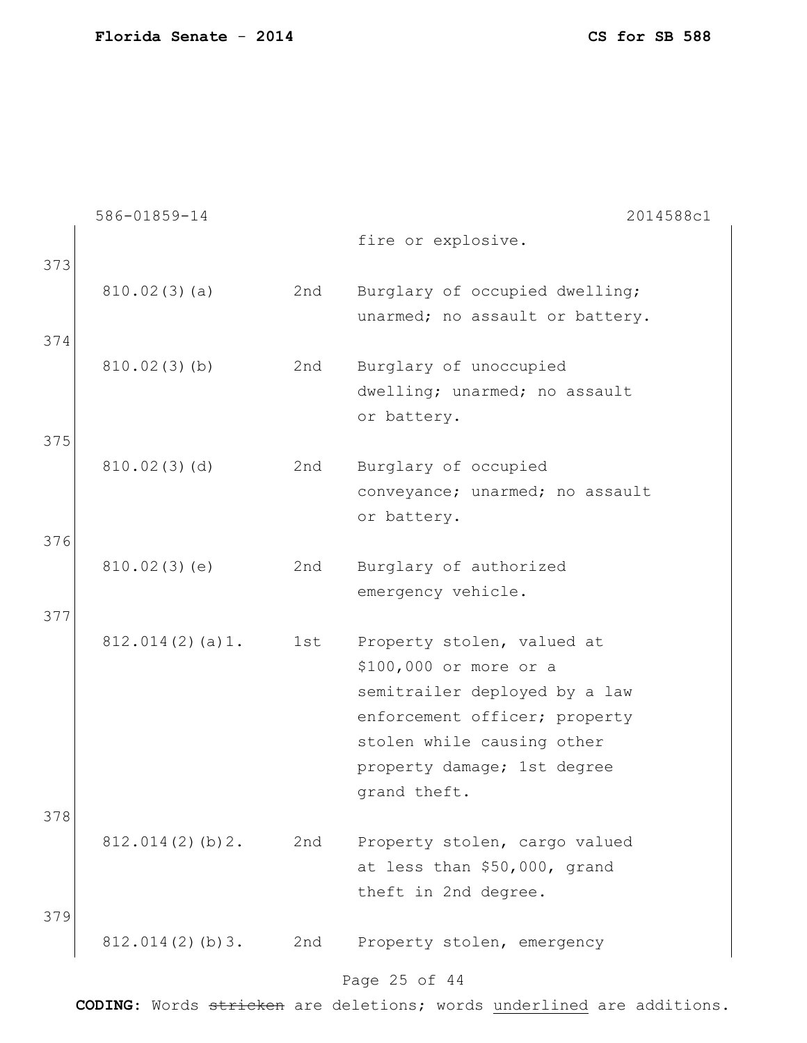fire or explosive.

373

| | | |
|---|---|---|
| 810.02(3)(a) | 2nd | Burglary of occupied dwelling; unarmed; no assault or battery. |

374

| | | |
|---|---|---|
| 810.02(3)(b) | 2nd | Burglary of unoccupied dwelling; unarmed; no assault or battery. |

375

| | | |
|---|---|---|
| 810.02(3)(d) | 2nd | Burglary of occupied conveyance; unarmed; no assault or battery. |

376

| | | |
|---|---|---|
| 810.02(3)(e) | 2nd | Burglary of authorized emergency vehicle. |

377

| | | |
|---|---|---|
| 812.014(2)(a)1. | 1st | Property stolen, valued at $100,000 or more or a semitrailer deployed by a law enforcement officer; property stolen while causing other property damage; 1st degree grand theft. |

378

| | | |
|---|---|---|
| 812.014(2)(b)2. | 2nd | Property stolen, cargo valued at less than $50,000, grand theft in 2nd degree. |

379

| | | |
|---|---|---|
| 812.014(2)(b)3. | 2nd | Property stolen, emergency |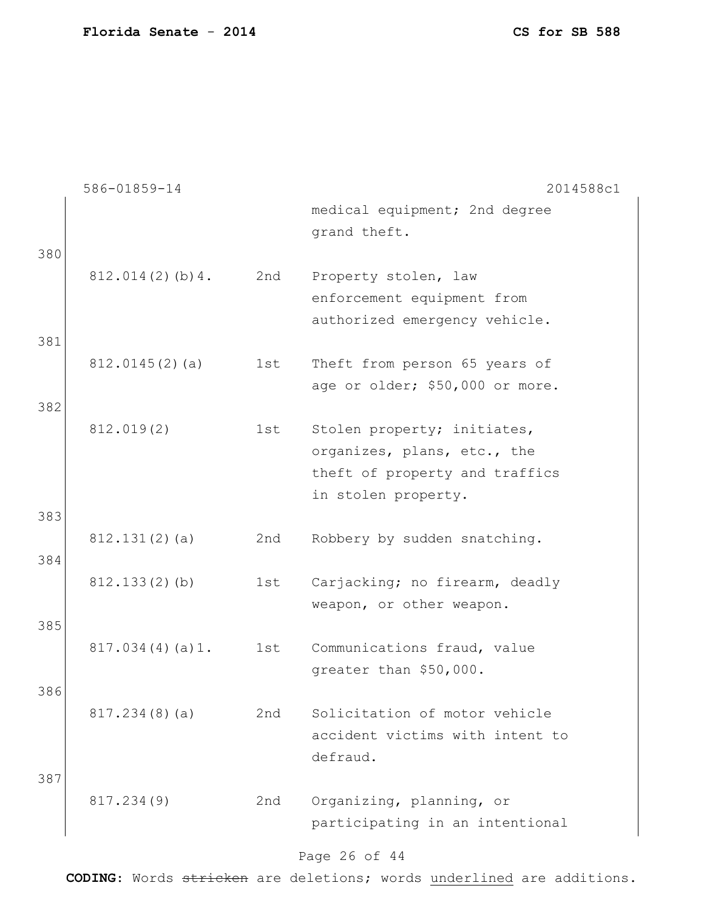586-01859-14 2014588c1

| | | | |
|---|---|---|---|
| | | | medical equipment; 2nd degree grand theft. |
| 380 | 812.014(2)(b)4. | 2nd | Property stolen, law enforcement equipment from authorized emergency vehicle. |
| 381 | 812.0145(2)(a) | 1st | Theft from person 65 years of age or older; $50,000 or more. |
| 382 | 812.019(2) | 1st | Stolen property; initiates, organizes, plans, etc., the theft of property and traffics in stolen property. |
| 383 | 812.131(2)(a) | 2nd | Robbery by sudden snatching. |
| 384 | 812.133(2)(b) | 1st | Carjacking; no firearm, deadly weapon, or other weapon. |
| 385 | 817.034(4)(a)1. | 1st | Communications fraud, value greater than $50,000. |
| 386 | 817.234(8)(a) | 2nd | Solicitation of motor vehicle accident victims with intent to defraud. |
| 387 | 817.234(9) | 2nd | Organizing, planning, or participating in an intentional |

**CODING:** Words ~~stricken~~ are deletions; words <u>underlined</u> are additions.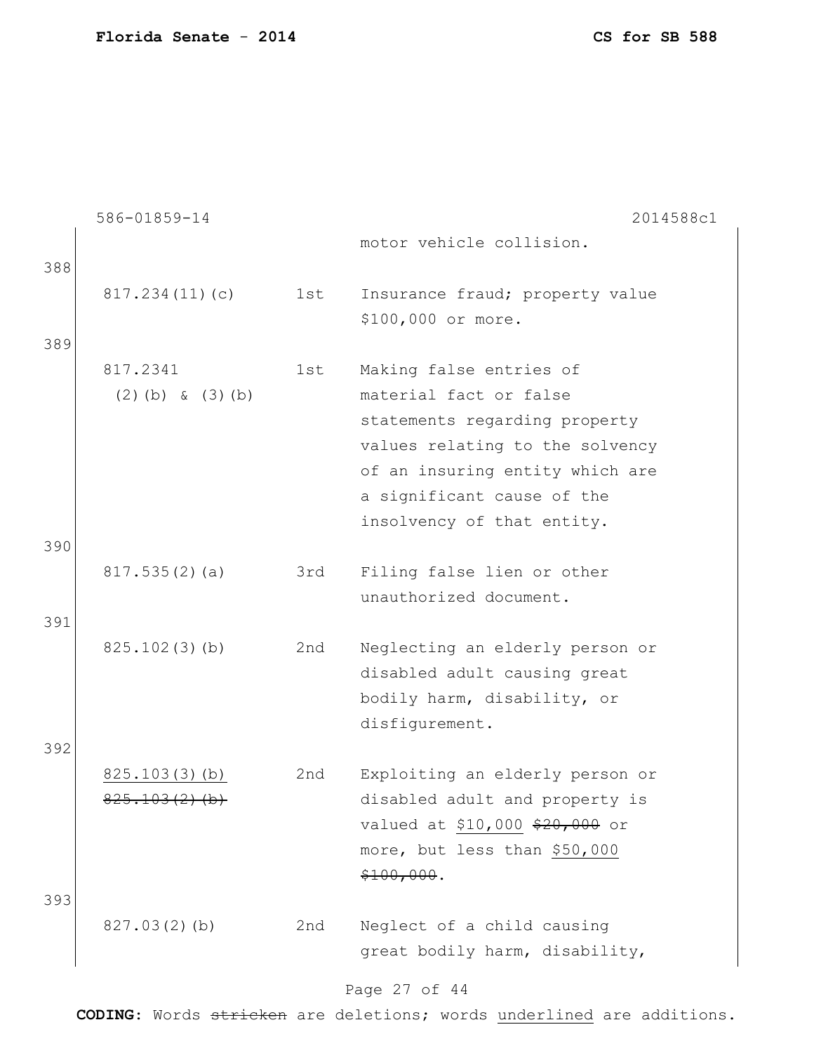586-01859-14 2014588c1

motor vehicle collision.

388

| | | |
|---|---|---|
| 817.234(11)(c) | 1st | Insurance fraud; property value $100,000 or more. |

389

| | | |
|---|---|---|
| 817.2341 (2)(b) & (3)(b) | 1st | Making false entries of material fact or false statements regarding property values relating to the solvency of an insuring entity which are a significant cause of the insolvency of that entity. |

390

| | | |
|---|---|---|
| 817.535(2)(a) | 3rd | Filing false lien or other unauthorized document. |

391

| | | |
|---|---|---|
| 825.102(3)(b) | 2nd | Neglecting an elderly person or disabled adult causing great bodily harm, disability, or disfigurement. |

392

| | | |
|---|---|---|
| <u>825.103(3)(b)</u> ~~825.103(2)(b)~~ | 2nd | Exploiting an elderly person or disabled adult and property is valued at <u>$10,000</u> ~~$20,000~~ or more, but less than <u>$50,000</u> ~~$100,000~~. |

393

| | | |
|---|---|---|
| 827.03(2)(b) | 2nd | Neglect of a child causing great bodily harm, disability, |

**CODING:** Words ~~stricken~~ are deletions; words <u>underlined</u> are additions.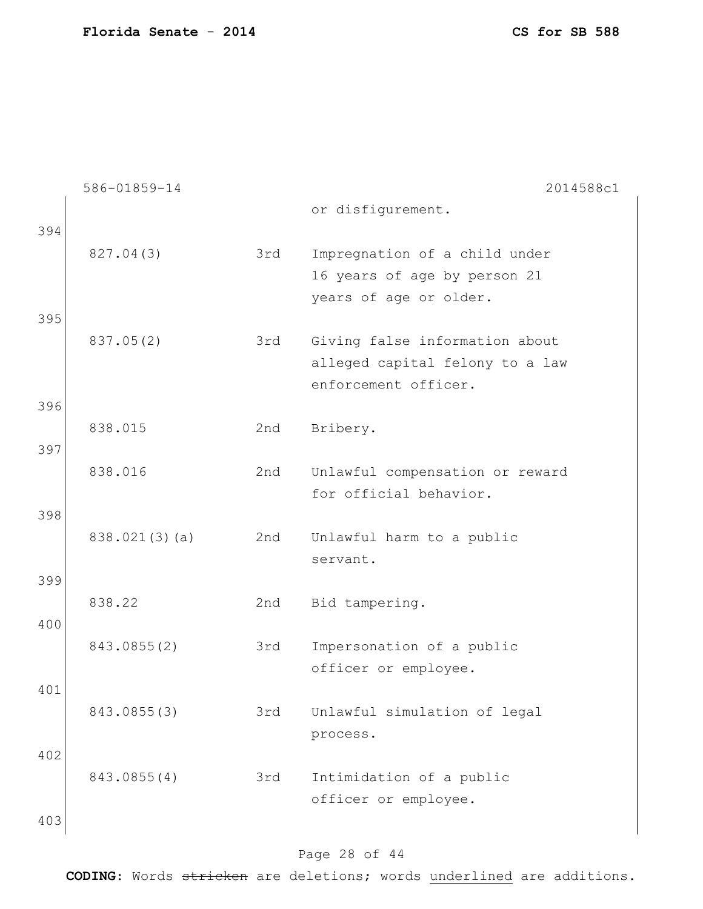586-01859-14 2014588c1

| | | | |
|---|---|---|---|
| | | | or disfigurement. |
| 394 | 827.04(3) | 3rd | Impregnation of a child under 16 years of age by person 21 years of age or older. |
| 395 | 837.05(2) | 3rd | Giving false information about alleged capital felony to a law enforcement officer. |
| 396 | 838.015 | 2nd | Bribery. |
| 397 | 838.016 | 2nd | Unlawful compensation or reward for official behavior. |
| 398 | 838.021(3)(a) | 2nd | Unlawful harm to a public servant. |
| 399 | 838.22 | 2nd | Bid tampering. |
| 400 | 843.0855(2) | 3rd | Impersonation of a public officer or employee. |
| 401 | 843.0855(3) | 3rd | Unlawful simulation of legal process. |
| 402 | 843.0855(4) | 3rd | Intimidation of a public officer or employee. |
| 403 | | | |

**CODING:** Words ~~stricken~~ are deletions; words underlined are additions.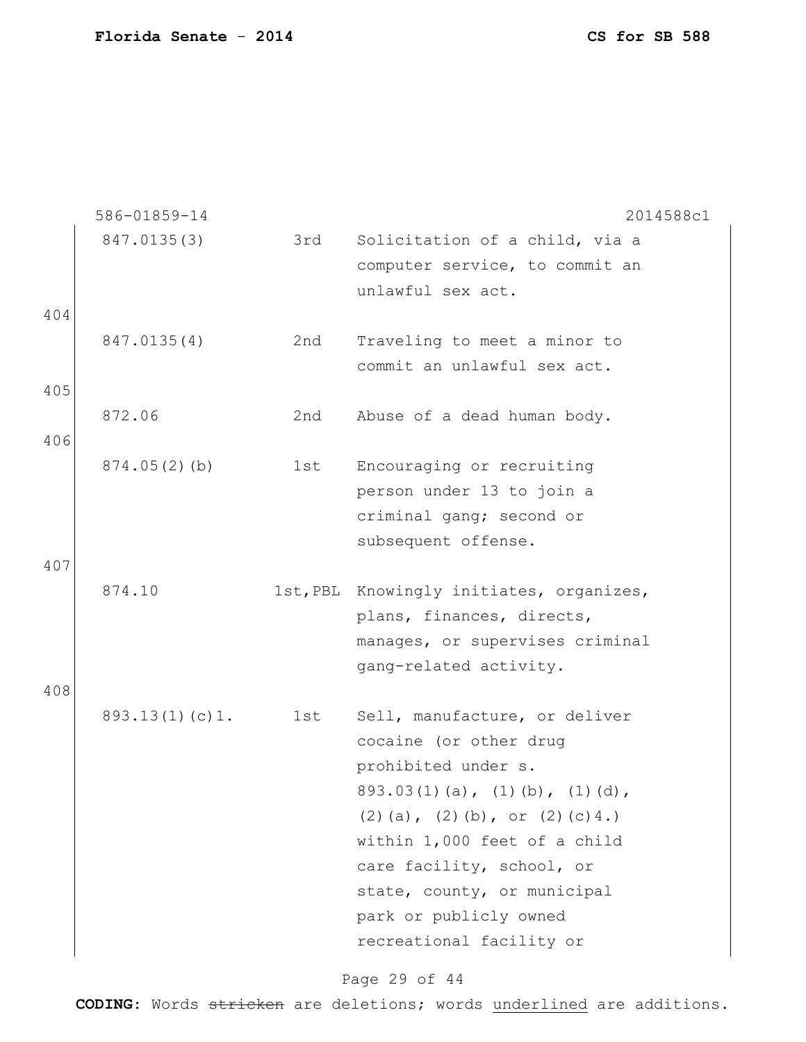586-01859-14 2014588c1

| | | |
|---|---|---|
| 847.0135(3) | 3rd | Solicitation of a child, via a computer service, to commit an unlawful sex act. |
| 847.0135(4) | 2nd | Traveling to meet a minor to commit an unlawful sex act. |
| 872.06 | 2nd | Abuse of a dead human body. |
| 874.05(2)(b) | 1st | Encouraging or recruiting person under 13 to join a criminal gang; second or subsequent offense. |
| 874.10 | 1st,PBL | Knowingly initiates, organizes, plans, finances, directs, manages, or supervises criminal gang-related activity. |
| 893.13(1)(c)1. | 1st | Sell, manufacture, or deliver cocaine (or other drug prohibited under s. 893.03(1)(a), (1)(b), (1)(d), (2)(a), (2)(b), or (2)(c)4.) within 1,000 feet of a child care facility, school, or state, county, or municipal park or publicly owned recreational facility or |

404

405

406

407

408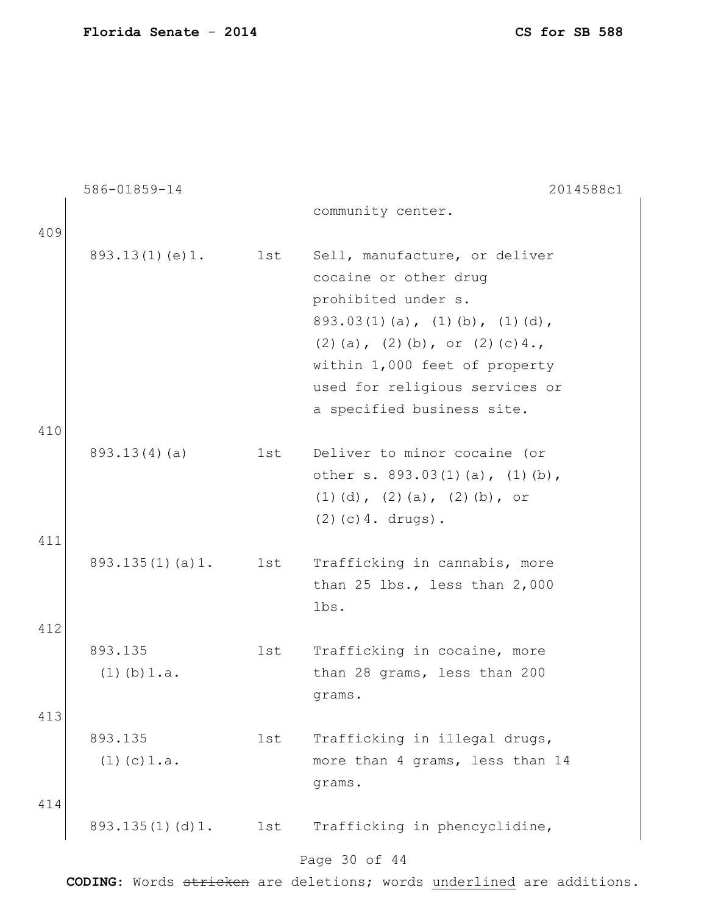586-01859-14 2014588c1

| | | | |
|---|---|---|---|
| | | | community center. |
| 409 | 893.13(1)(e)1. | 1st | Sell, manufacture, or deliver cocaine or other drug prohibited under s. 893.03(1)(a), (1)(b), (1)(d), (2)(a), (2)(b), or (2)(c)4., within 1,000 feet of property used for religious services or a specified business site. |
| 410 | 893.13(4)(a) | 1st | Deliver to minor cocaine (or other s. 893.03(1)(a), (1)(b), (1)(d), (2)(a), (2)(b), or (2)(c)4. drugs). |
| 411 | 893.135(1)(a)1. | 1st | Trafficking in cannabis, more than 25 lbs., less than 2,000 lbs. |
| 412 | 893.135 (1)(b)1.a. | 1st | Trafficking in cocaine, more than 28 grams, less than 200 grams. |
| 413 | 893.135 (1)(c)1.a. | 1st | Trafficking in illegal drugs, more than 4 grams, less than 14 grams. |
| 414 | 893.135(1)(d)1. | 1st | Trafficking in phencyclidine, |

**CODING:** Words ~~stricken~~ are deletions; words <u>underlined</u> are additions.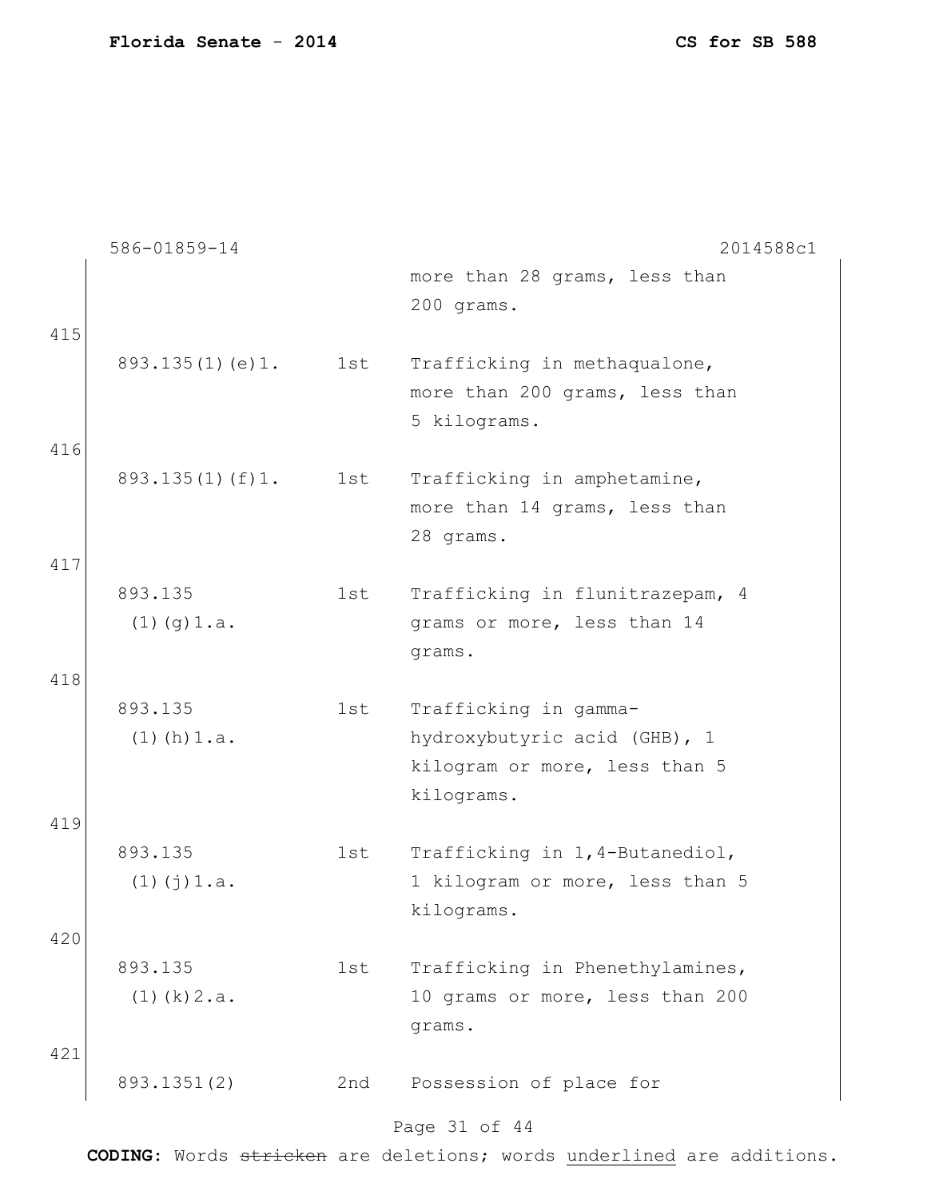586-01859-14 2014588c1

| | | | |
|---|---|---|---|
| | | | more than 28 grams, less than 200 grams. |
| 415 | 893.135(1)(e)1. | 1st | Trafficking in methaqualone, more than 200 grams, less than 5 kilograms. |
| 416 | 893.135(1)(f)1. | 1st | Trafficking in amphetamine, more than 14 grams, less than 28 grams. |
| 417 | 893.135 (1)(g)1.a. | 1st | Trafficking in flunitrazepam, 4 grams or more, less than 14 grams. |
| 418 | 893.135 (1)(h)1.a. | 1st | Trafficking in gamma-hydroxybutyric acid (GHB), 1 kilogram or more, less than 5 kilograms. |
| 419 | 893.135 (1)(j)1.a. | 1st | Trafficking in 1,4-Butanediol, 1 kilogram or more, less than 5 kilograms. |
| 420 | 893.135 (1)(k)2.a. | 1st | Trafficking in Phenethylamines, 10 grams or more, less than 200 grams. |
| 421 | 893.1351(2) | 2nd | Possession of place for |

**CODING:** Words ~~stricken~~ are deletions; words <u>underlined</u> are additions.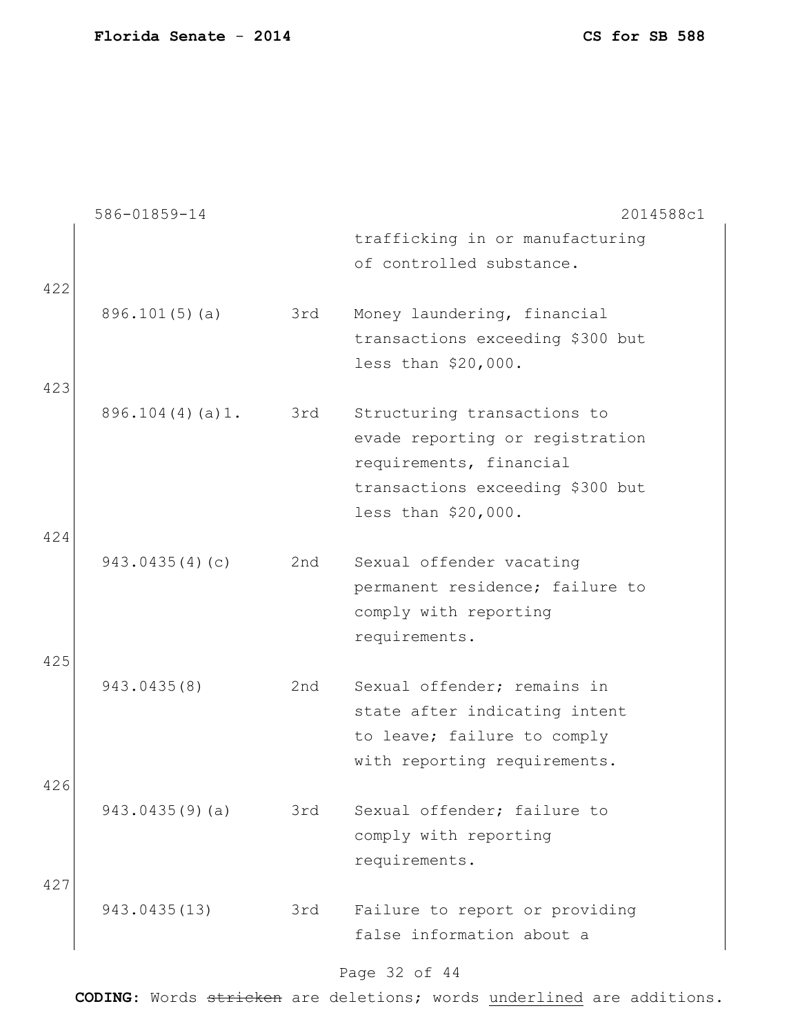586-01859-14 2014588c1

| | | | |
|---|---|---|---|
| | | | trafficking in or manufacturing of controlled substance. |
| 422 | 896.101(5)(a) | 3rd | Money laundering, financial transactions exceeding $300 but less than $20,000. |
| 423 | 896.104(4)(a)1. | 3rd | Structuring transactions to evade reporting or registration requirements, financial transactions exceeding $300 but less than $20,000. |
| 424 | 943.0435(4)(c) | 2nd | Sexual offender vacating permanent residence; failure to comply with reporting requirements. |
| 425 | 943.0435(8) | 2nd | Sexual offender; remains in state after indicating intent to leave; failure to comply with reporting requirements. |
| 426 | 943.0435(9)(a) | 3rd | Sexual offender; failure to comply with reporting requirements. |
| 427 | 943.0435(13) | 3rd | Failure to report or providing false information about a |

**CODING:** Words ~~stricken~~ are deletions; words <u>underlined</u> are additions.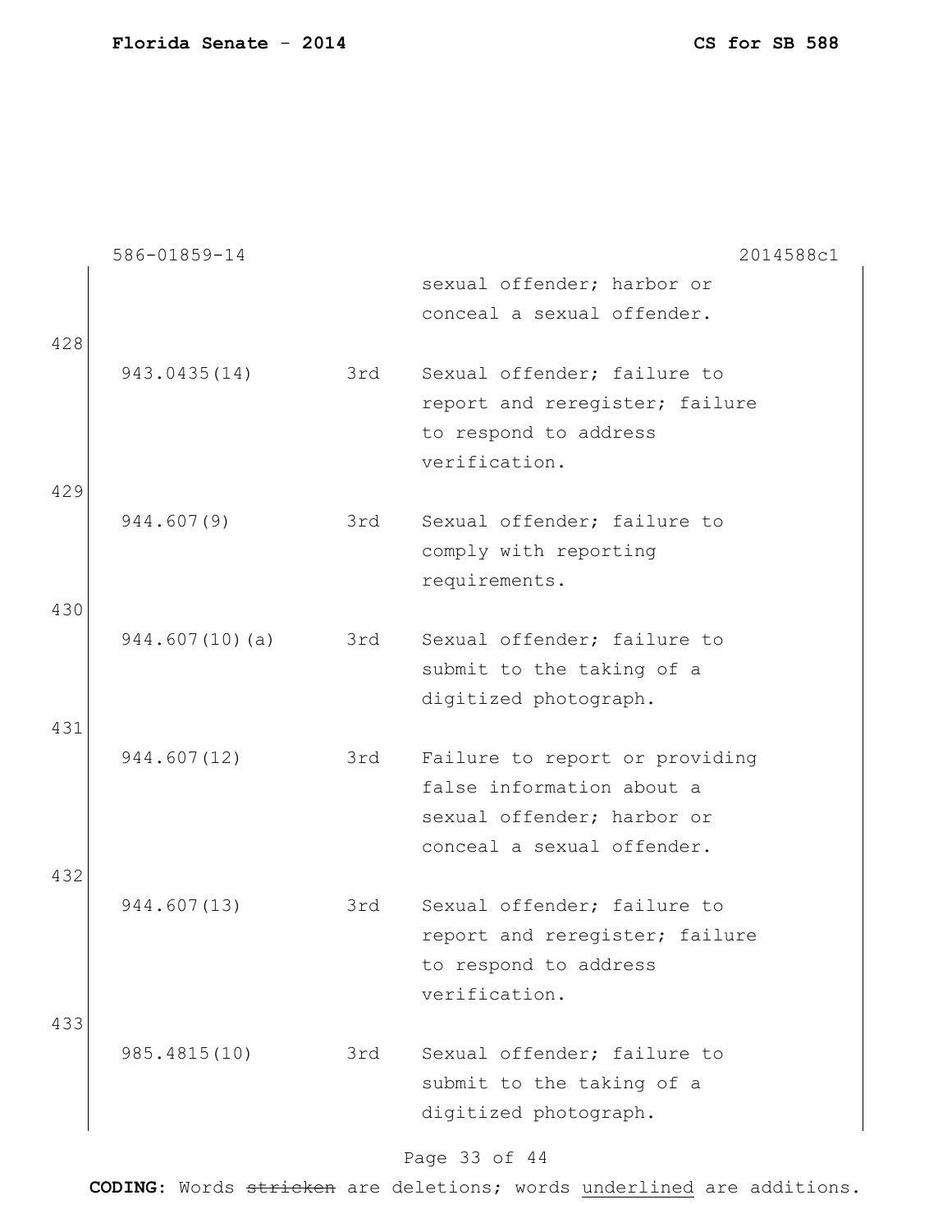586-01859-14 2014588c1

| | | |
|---|---|---|
| | | sexual offender; harbor or conceal a sexual offender. |
| 943.0435(14) | 3rd | Sexual offender; failure to report and reregister; failure to respond to address verification. |
| 944.607(9) | 3rd | Sexual offender; failure to comply with reporting requirements. |
| 944.607(10)(a) | 3rd | Sexual offender; failure to submit to the taking of a digitized photograph. |
| 944.607(12) | 3rd | Failure to report or providing false information about a sexual offender; harbor or conceal a sexual offender. |
| 944.607(13) | 3rd | Sexual offender; failure to report and reregister; failure to respond to address verification. |
| 985.4815(10) | 3rd | Sexual offender; failure to submit to the taking of a digitized photograph. |

**CODING:** Words ~~stricken~~ are deletions; words <u>underlined</u> are additions.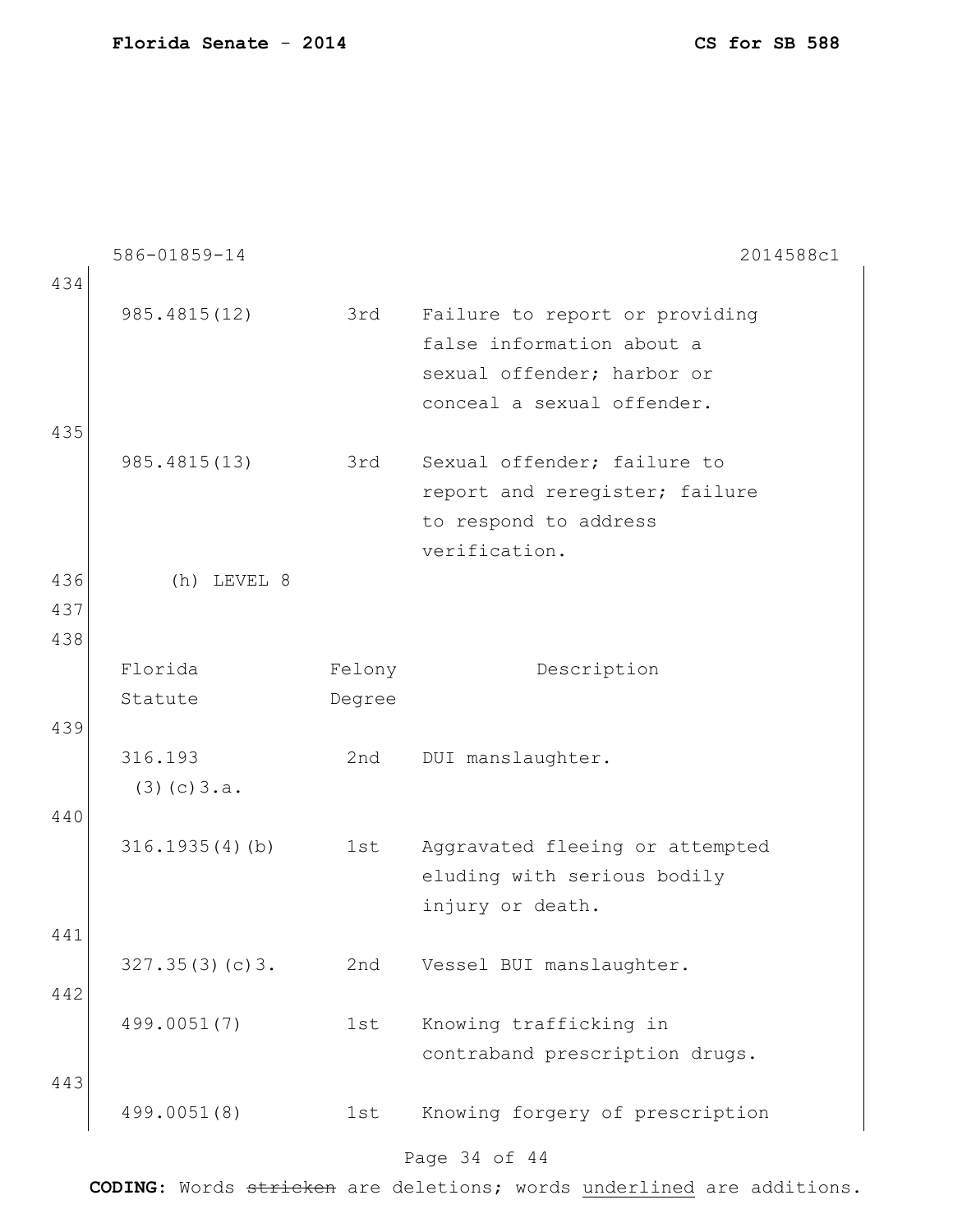586-01859-14 2014588c1

434

| | | |
|---|---|---|
| 985.4815(12) | 3rd | Failure to report or providing false information about a sexual offender; harbor or conceal a sexual offender. |

435

| | | |
|---|---|---|
| 985.4815(13) | 3rd | Sexual offender; failure to report and reregister; failure to respond to address verification. |

436 (h) LEVEL 8

437

438

| Florida Statute | Felony Degree | Description |
|---|---|---|
| 316.193 (3)(c)3.a. | 2nd | DUI manslaughter. |
| 316.1935(4)(b) | 1st | Aggravated fleeing or attempted eluding with serious bodily injury or death. |
| 327.35(3)(c)3. | 2nd | Vessel BUI manslaughter. |
| 499.0051(7) | 1st | Knowing trafficking in contraband prescription drugs. |
| 499.0051(8) | 1st | Knowing forgery of prescription |

(Line numbers: 439, 440, 441, 442, 443)

**CODING:** Words ~~stricken~~ are deletions; words <u>underlined</u> are additions.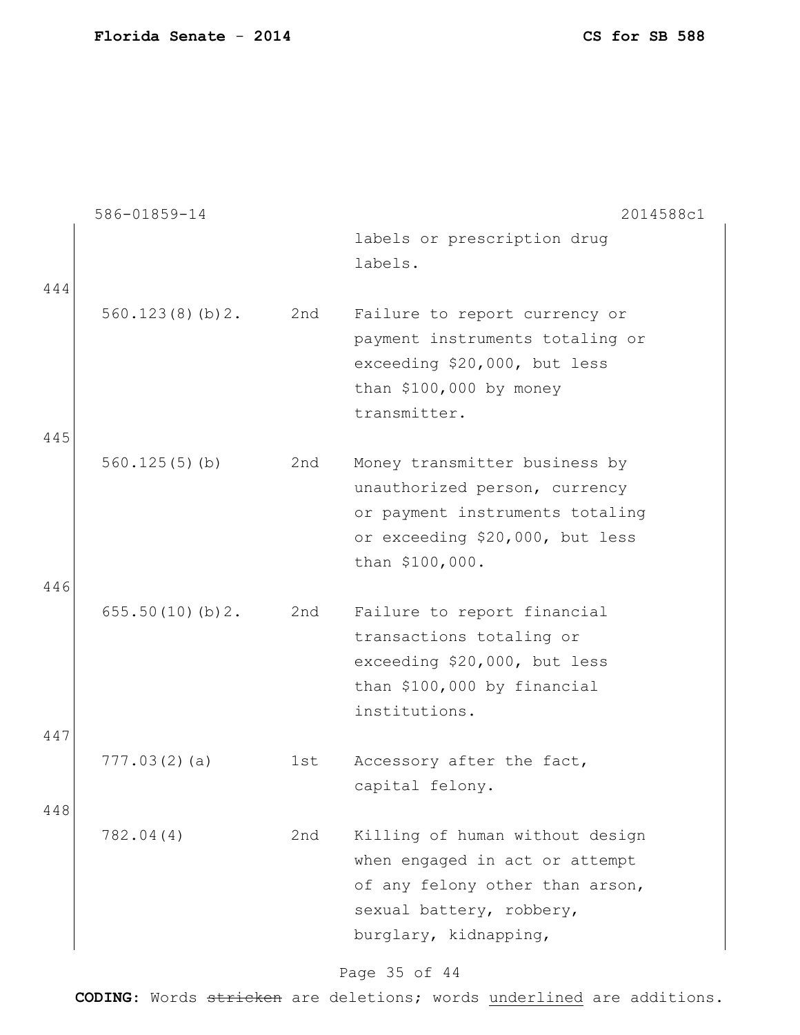586-01859-14 2014588c1

| | | | |
|---|---|---|---|
| | | | labels or prescription drug labels. |
| 444 | 560.123(8)(b)2. | 2nd | Failure to report currency or payment instruments totaling or exceeding $20,000, but less than $100,000 by money transmitter. |
| 445 | 560.125(5)(b) | 2nd | Money transmitter business by unauthorized person, currency or payment instruments totaling or exceeding $20,000, but less than $100,000. |
| 446 | 655.50(10)(b)2. | 2nd | Failure to report financial transactions totaling or exceeding $20,000, but less than $100,000 by financial institutions. |
| 447 | 777.03(2)(a) | 1st | Accessory after the fact, capital felony. |
| 448 | 782.04(4) | 2nd | Killing of human without design when engaged in act or attempt of any felony other than arson, sexual battery, robbery, burglary, kidnapping, |

**CODING:** Words ~~stricken~~ are deletions; words <u>underlined</u> are additions.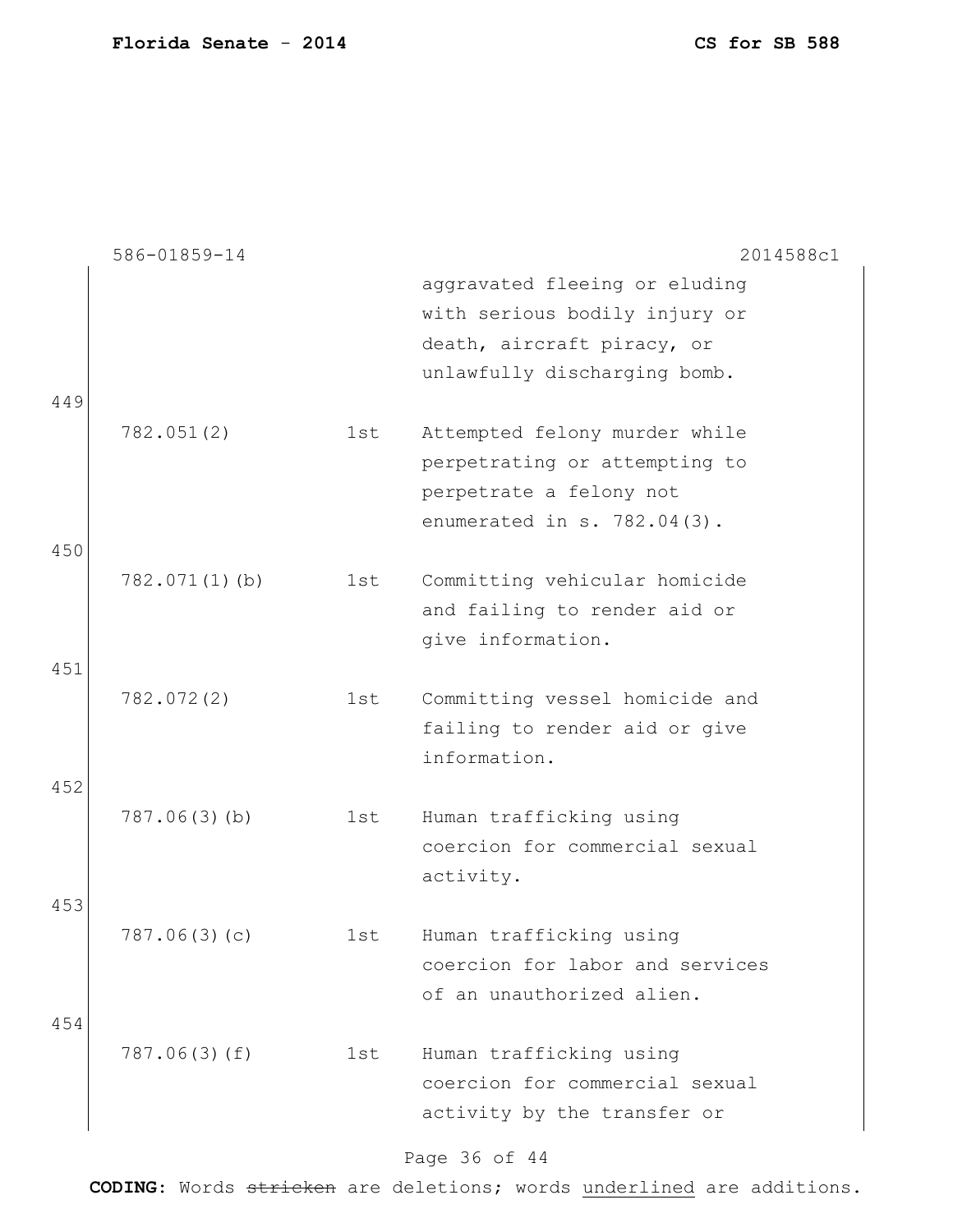| | | |
|---|---|---|
| | | aggravated fleeing or eluding with serious bodily injury or death, aircraft piracy, or unlawfully discharging bomb. |
| 782.051(2) | 1st | Attempted felony murder while perpetrating or attempting to perpetrate a felony not enumerated in s. 782.04(3). |
| 782.071(1)(b) | 1st | Committing vehicular homicide and failing to render aid or give information. |
| 782.072(2) | 1st | Committing vessel homicide and failing to render aid or give information. |
| 787.06(3)(b) | 1st | Human trafficking using coercion for commercial sexual activity. |
| 787.06(3)(c) | 1st | Human trafficking using coercion for labor and services of an unauthorized alien. |
| 787.06(3)(f) | 1st | Human trafficking using coercion for commercial sexual activity by the transfer or |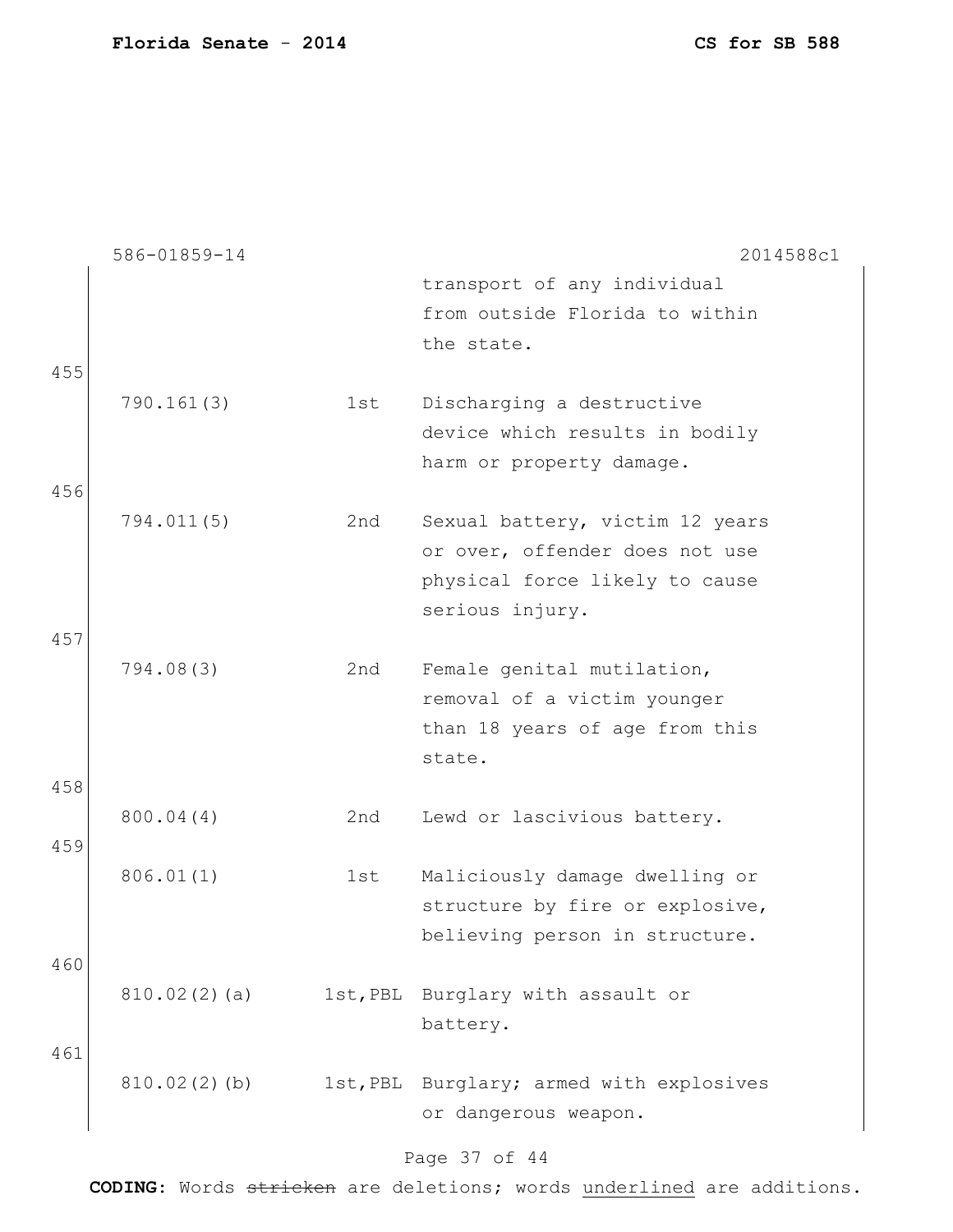586-01859-14 2014588c1

| | | | |
|---|---|---|---|
| | | | transport of any individual from outside Florida to within the state. |
| 455 | 790.161(3) | 1st | Discharging a destructive device which results in bodily harm or property damage. |
| 456 | 794.011(5) | 2nd | Sexual battery, victim 12 years or over, offender does not use physical force likely to cause serious injury. |
| 457 | 794.08(3) | 2nd | Female genital mutilation, removal of a victim younger than 18 years of age from this state. |
| 458 | 800.04(4) | 2nd | Lewd or lascivious battery. |
| 459 | 806.01(1) | 1st | Maliciously damage dwelling or structure by fire or explosive, believing person in structure. |
| 460 | 810.02(2)(a) | 1st,PBL | Burglary with assault or battery. |
| 461 | 810.02(2)(b) | 1st,PBL | Burglary; armed with explosives or dangerous weapon. |

**CODING:** Words ~~stricken~~ are deletions; words <u>underlined</u> are additions.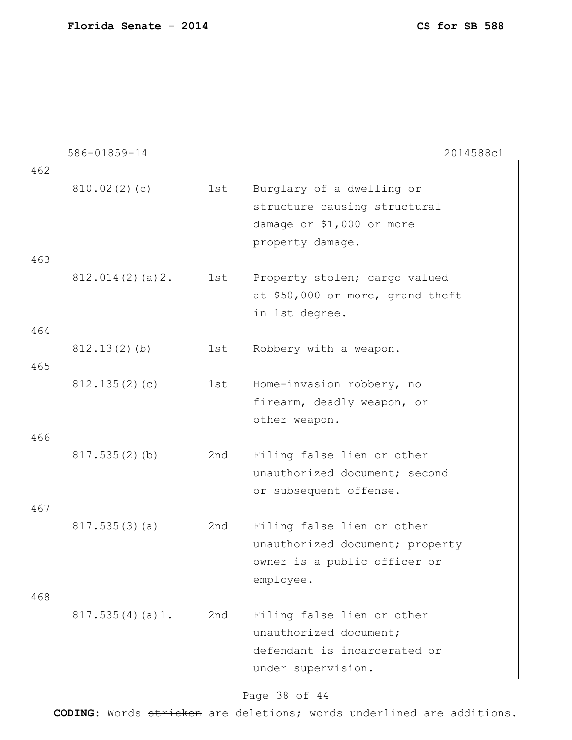| | | | |
|---|---|---|---|
| 462 | | | |
| | 810.02(2)(c) | 1st | Burglary of a dwelling or structure causing structural damage or $1,000 or more property damage. |
| 463 | | | |
| | 812.014(2)(a)2. | 1st | Property stolen; cargo valued at $50,000 or more, grand theft in 1st degree. |
| 464 | | | |
| | 812.13(2)(b) | 1st | Robbery with a weapon. |
| 465 | | | |
| | 812.135(2)(c) | 1st | Home-invasion robbery, no firearm, deadly weapon, or other weapon. |
| 466 | | | |
| | 817.535(2)(b) | 2nd | Filing false lien or other unauthorized document; second or subsequent offense. |
| 467 | | | |
| | 817.535(3)(a) | 2nd | Filing false lien or other unauthorized document; property owner is a public officer or employee. |
| 468 | | | |
| | 817.535(4)(a)1. | 2nd | Filing false lien or other unauthorized document; defendant is incarcerated or under supervision. |

**CODING:** Words ~~stricken~~ are deletions; words <u>underlined</u> are additions.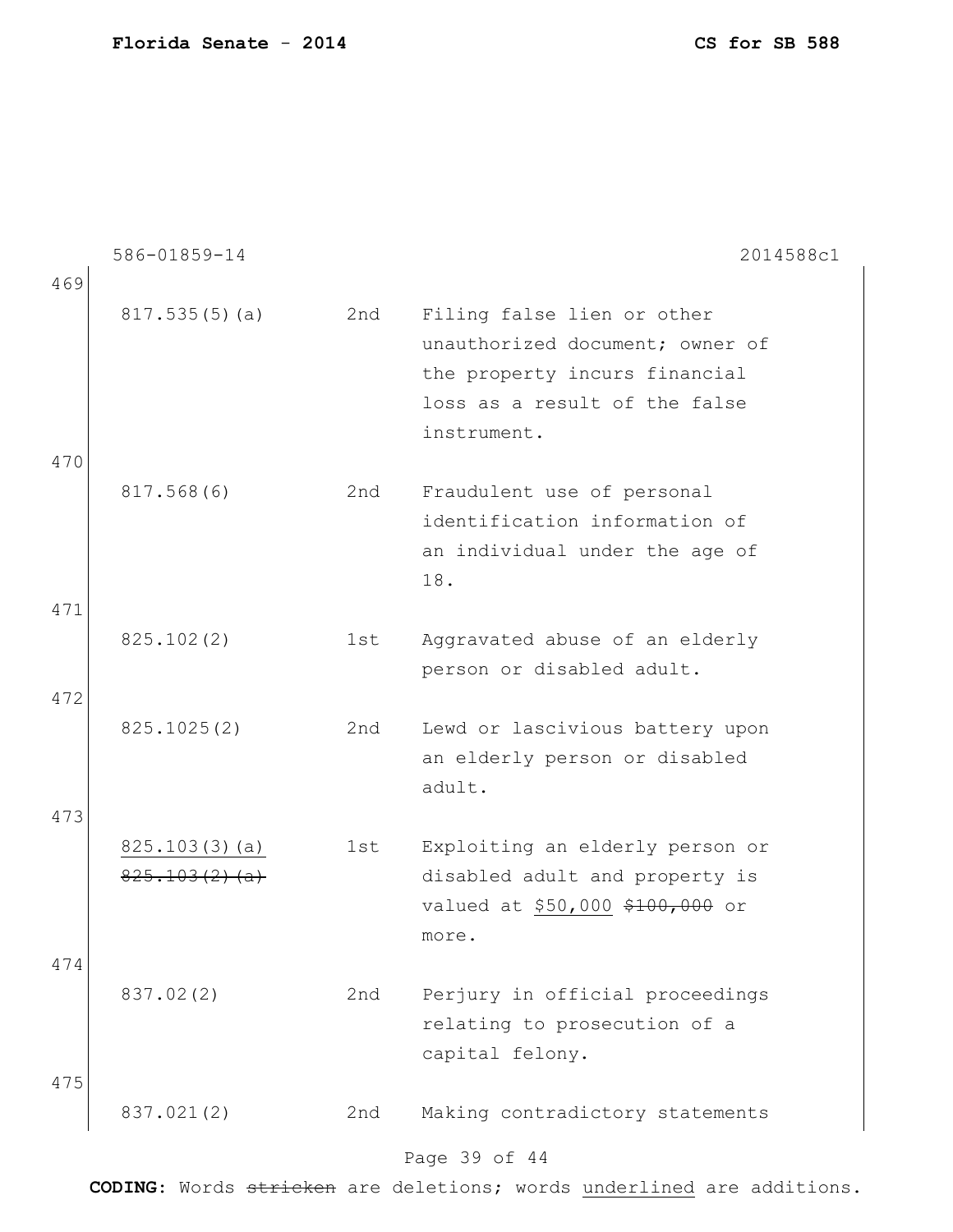586-01859-14 2014588c1

469

| | | |
|---|---|---|
| 817.535(5)(a) | 2nd | Filing false lien or other unauthorized document; owner of the property incurs financial loss as a result of the false instrument. |

470

| | | |
|---|---|---|
| 817.568(6) | 2nd | Fraudulent use of personal identification information of an individual under the age of 18. |

471

| | | |
|---|---|---|
| 825.102(2) | 1st | Aggravated abuse of an elderly person or disabled adult. |

472

| | | |
|---|---|---|
| 825.1025(2) | 2nd | Lewd or lascivious battery upon an elderly person or disabled adult. |

473

| | | |
|---|---|---|
| <u>825.103(3)(a)</u> ~~825.103(2)(a)~~ | 1st | Exploiting an elderly person or disabled adult and property is valued at <u>$50,000</u> ~~$100,000~~ or more. |

474

| | | |
|---|---|---|
| 837.02(2) | 2nd | Perjury in official proceedings relating to prosecution of a capital felony. |

475

| | | |
|---|---|---|
| 837.021(2) | 2nd | Making contradictory statements |

**CODING:** Words ~~stricken~~ are deletions; words <u>underlined</u> are additions.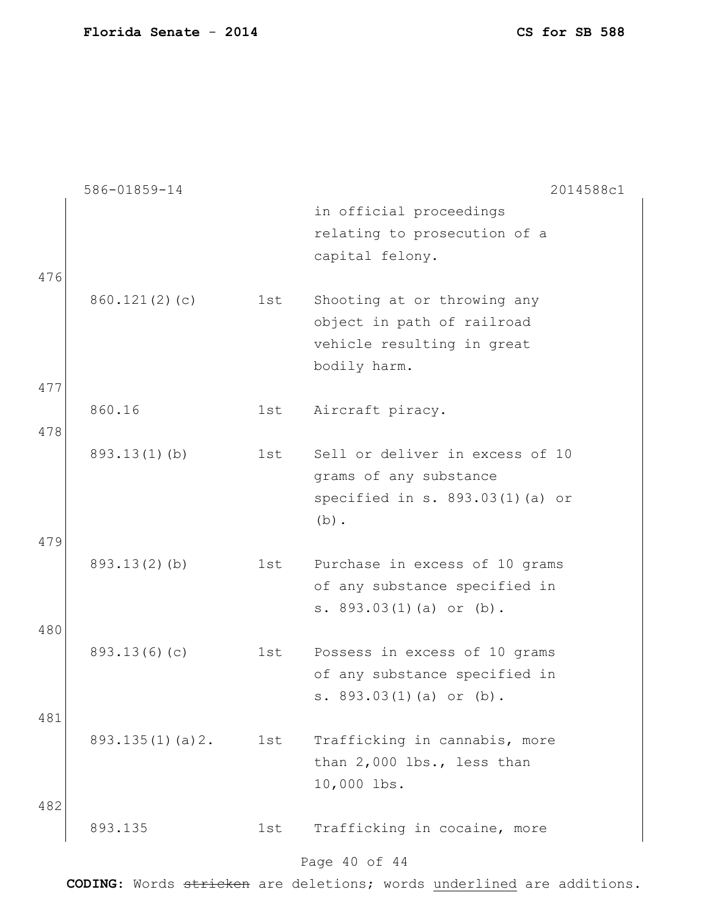|  |  |  |
|---|---|---|
|  |  | in official proceedings relating to prosecution of a capital felony. |
| 860.121(2)(c) | 1st | Shooting at or throwing any object in path of railroad vehicle resulting in great bodily harm. |
| 860.16 | 1st | Aircraft piracy. |
| 893.13(1)(b) | 1st | Sell or deliver in excess of 10 grams of any substance specified in s. 893.03(1)(a) or (b). |
| 893.13(2)(b) | 1st | Purchase in excess of 10 grams of any substance specified in s. 893.03(1)(a) or (b). |
| 893.13(6)(c) | 1st | Possess in excess of 10 grams of any substance specified in s. 893.03(1)(a) or (b). |
| 893.135(1)(a)2. | 1st | Trafficking in cannabis, more than 2,000 lbs., less than 10,000 lbs. |
| 893.135 | 1st | Trafficking in cocaine, more |

**CODING:** Words ~~stricken~~ are deletions; words underlined are additions.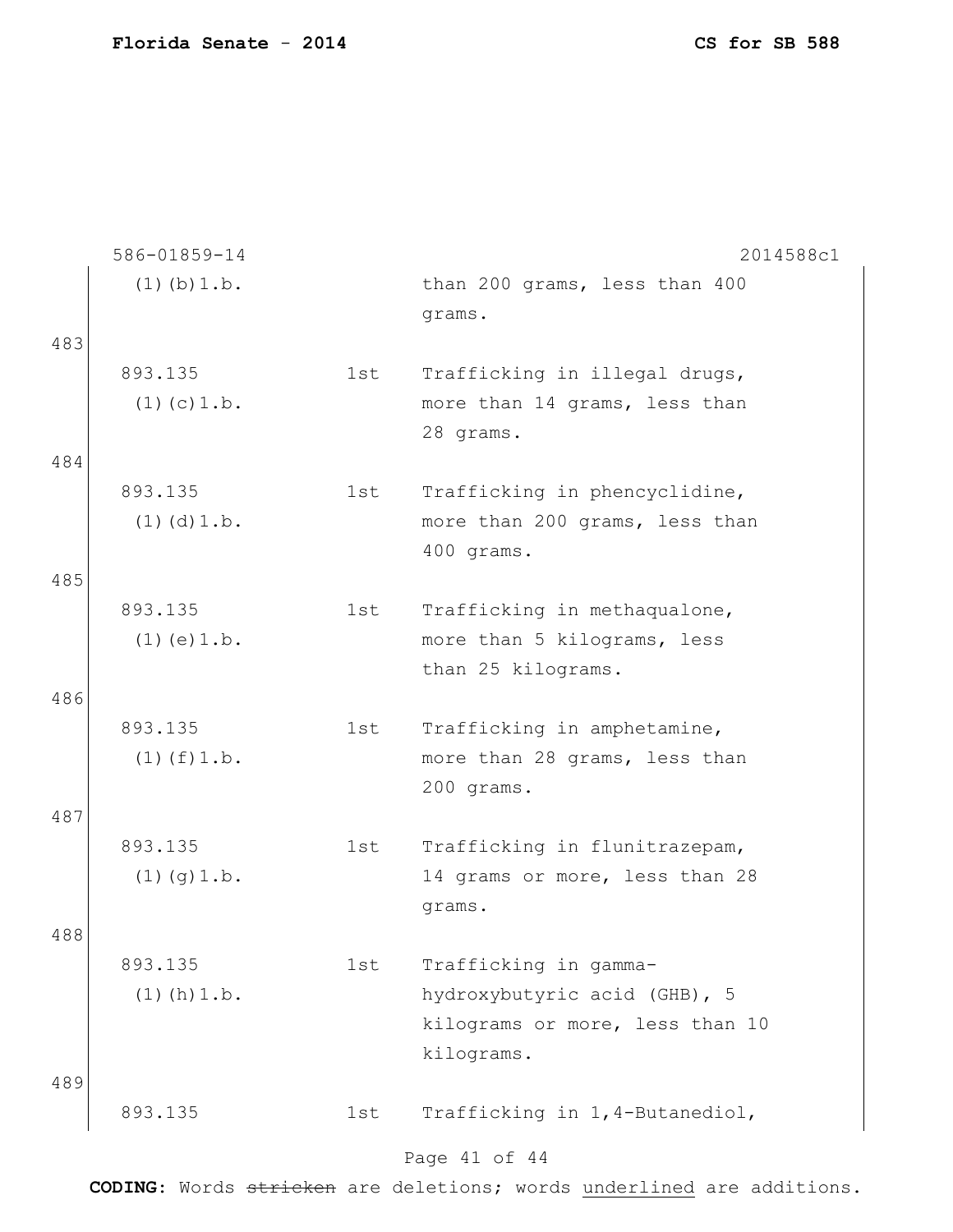586-01859-14 2014588c1

| | | | |
|---|---|---|---|
| | (1)(b)1.b. | | than 200 grams, less than 400 grams. |
| 483 | 893.135 (1)(c)1.b. | 1st | Trafficking in illegal drugs, more than 14 grams, less than 28 grams. |
| 484 | 893.135 (1)(d)1.b. | 1st | Trafficking in phencyclidine, more than 200 grams, less than 400 grams. |
| 485 | 893.135 (1)(e)1.b. | 1st | Trafficking in methaqualone, more than 5 kilograms, less than 25 kilograms. |
| 486 | 893.135 (1)(f)1.b. | 1st | Trafficking in amphetamine, more than 28 grams, less than 200 grams. |
| 487 | 893.135 (1)(g)1.b. | 1st | Trafficking in flunitrazepam, 14 grams or more, less than 28 grams. |
| 488 | 893.135 (1)(h)1.b. | 1st | Trafficking in gamma-hydroxybutyric acid (GHB), 5 kilograms or more, less than 10 kilograms. |
| 489 | 893.135 | 1st | Trafficking in 1,4-Butanediol, |

**CODING:** Words ~~stricken~~ are deletions; words <u>underlined</u> are additions.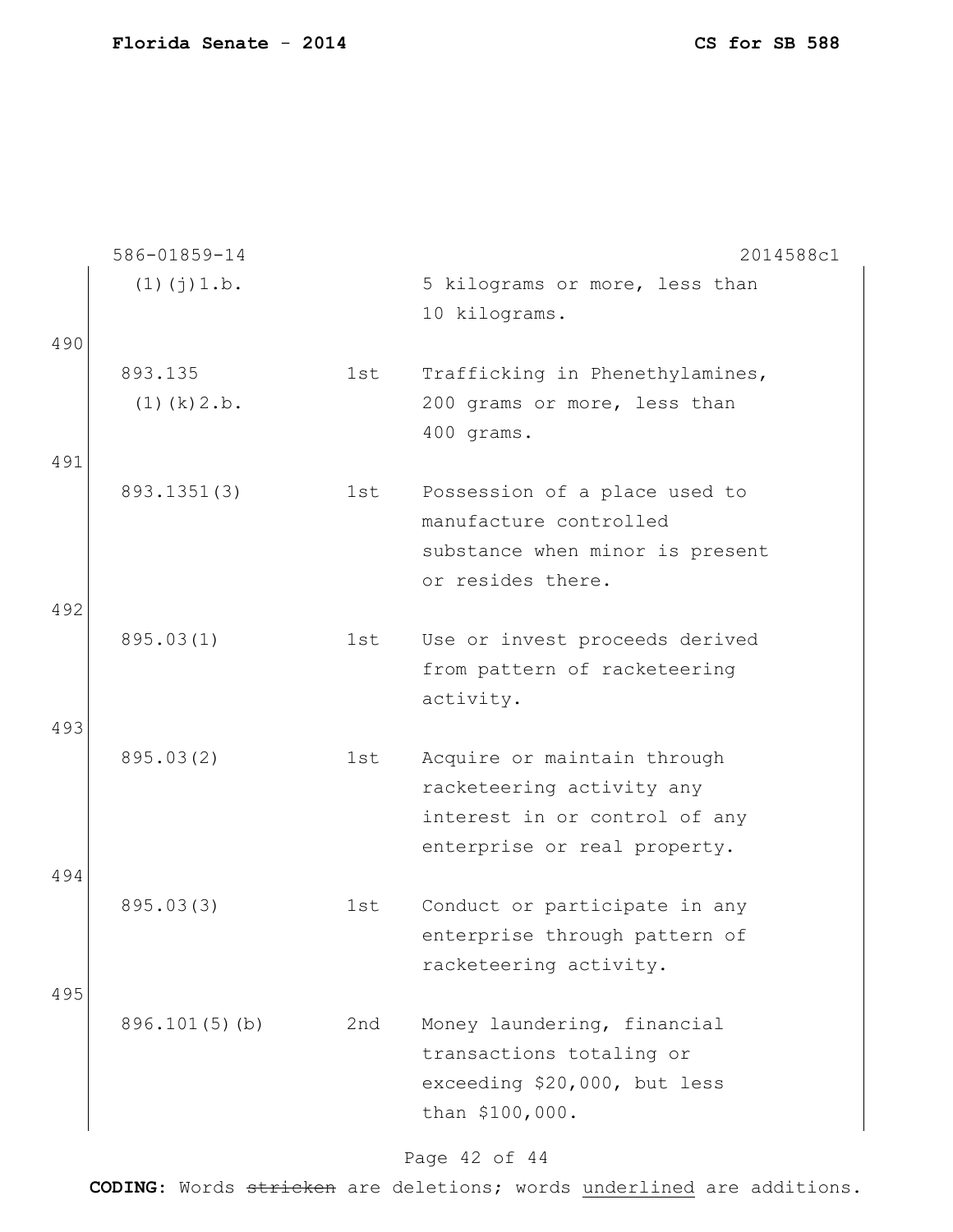586-01859-14 2014588c1

| | | | |
|---|---|---|---|
| | (1)(j)1.b. | | 5 kilograms or more, less than 10 kilograms. |
| 490 | 893.135 (1)(k)2.b. | 1st | Trafficking in Phenethylamines, 200 grams or more, less than 400 grams. |
| 491 | 893.1351(3) | 1st | Possession of a place used to manufacture controlled substance when minor is present or resides there. |
| 492 | 895.03(1) | 1st | Use or invest proceeds derived from pattern of racketeering activity. |
| 493 | 895.03(2) | 1st | Acquire or maintain through racketeering activity any interest in or control of any enterprise or real property. |
| 494 | 895.03(3) | 1st | Conduct or participate in any enterprise through pattern of racketeering activity. |
| 495 | 896.101(5)(b) | 2nd | Money laundering, financial transactions totaling or exceeding $20,000, but less than $100,000. |

**CODING:** Words ~~stricken~~ are deletions; words <u>underlined</u> are additions.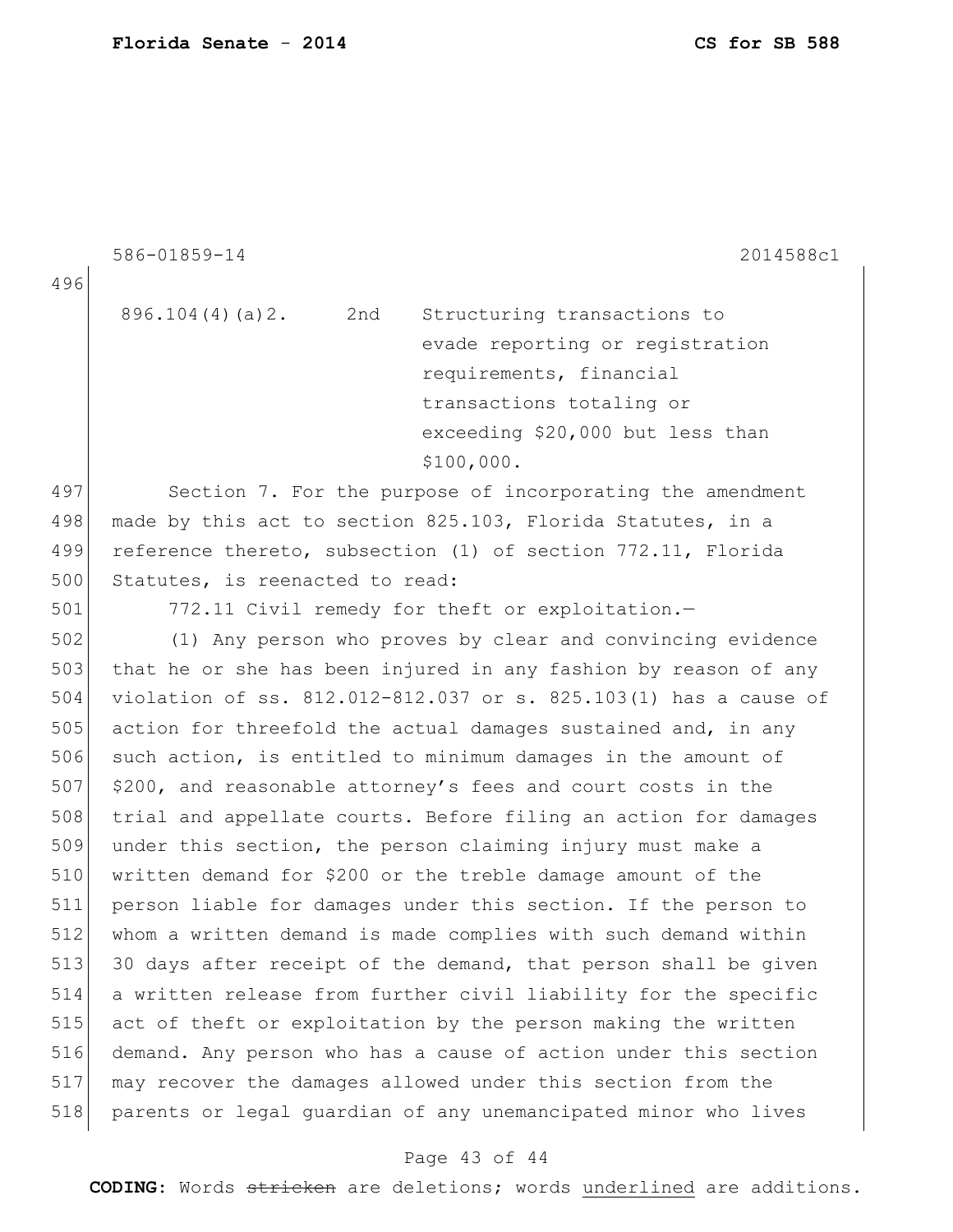586-01859-14 2014588c1

| | | |
|---|---|---|
| 896.104(4)(a)2. | 2nd | Structuring transactions to evade reporting or registration requirements, financial transactions totaling or exceeding $20,000 but less than $100,000. |

Section 7. For the purpose of incorporating the amendment made by this act to section 825.103, Florida Statutes, in a reference thereto, subsection (1) of section 772.11, Florida Statutes, is reenacted to read:

772.11 Civil remedy for theft or exploitation.—

(1) Any person who proves by clear and convincing evidence that he or she has been injured in any fashion by reason of any violation of ss. 812.012-812.037 or s. 825.103(1) has a cause of action for threefold the actual damages sustained and, in any such action, is entitled to minimum damages in the amount of $200, and reasonable attorney's fees and court costs in the trial and appellate courts. Before filing an action for damages under this section, the person claiming injury must make a written demand for $200 or the treble damage amount of the person liable for damages under this section. If the person to whom a written demand is made complies with such demand within 30 days after receipt of the demand, that person shall be given a written release from further civil liability for the specific act of theft or exploitation by the person making the written demand. Any person who has a cause of action under this section may recover the damages allowed under this section from the parents or legal guardian of any unemancipated minor who lives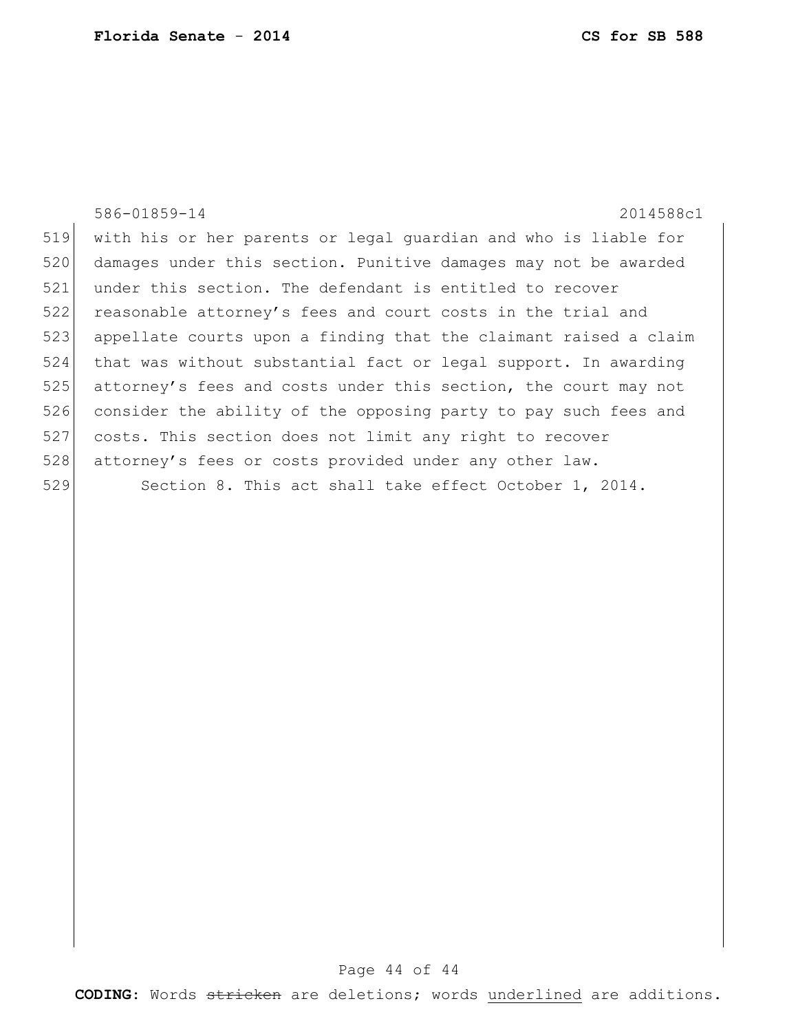519 with his or her parents or legal guardian and who is liable for
520 damages under this section. Punitive damages may not be awarded
521 under this section. The defendant is entitled to recover
522 reasonable attorney's fees and court costs in the trial and
523 appellate courts upon a finding that the claimant raised a claim
524 that was without substantial fact or legal support. In awarding
525 attorney's fees and costs under this section, the court may not
526 consider the ability of the opposing party to pay such fees and
527 costs. This section does not limit any right to recover
528 attorney's fees or costs provided under any other law.
529 Section 8. This act shall take effect October 1, 2014.